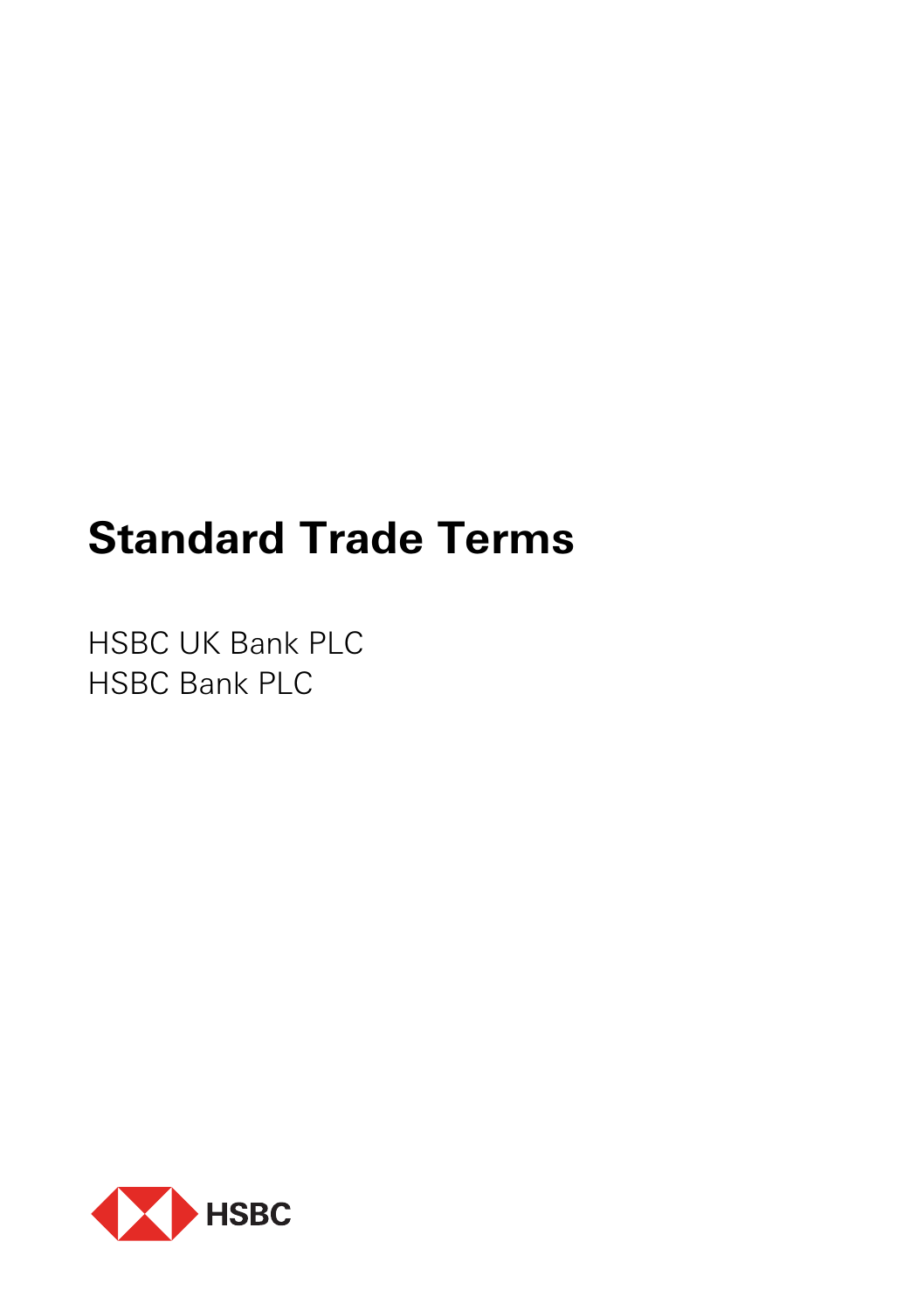# Standard Trade Terms

HSBC UK Bank PLC
HSBC Bank PLC

HSBC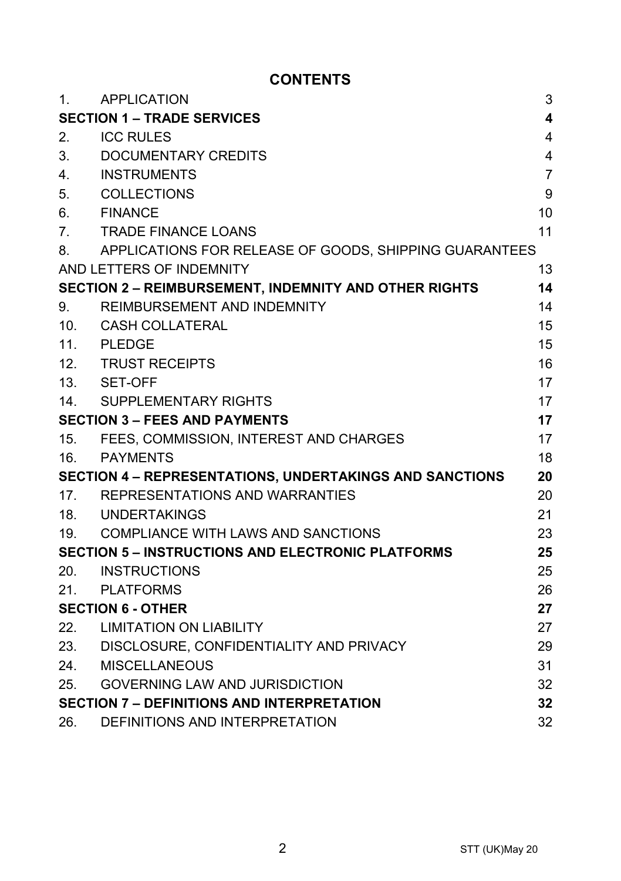# CONTENTS

| | | |
|---|---|---|
| 1. | APPLICATION | 3 |
| **SECTION 1 – TRADE SERVICES** | | **4** |
| 2. | ICC RULES | 4 |
| 3. | DOCUMENTARY CREDITS | 4 |
| 4. | INSTRUMENTS | 7 |
| 5. | COLLECTIONS | 9 |
| 6. | FINANCE | 10 |
| 7. | TRADE FINANCE LOANS | 11 |
| 8. | APPLICATIONS FOR RELEASE OF GOODS, SHIPPING GUARANTEES AND LETTERS OF INDEMNITY | 13 |
| **SECTION 2 – REIMBURSEMENT, INDEMNITY AND OTHER RIGHTS** | | **14** |
| 9. | REIMBURSEMENT AND INDEMNITY | 14 |
| 10. | CASH COLLATERAL | 15 |
| 11. | PLEDGE | 15 |
| 12. | TRUST RECEIPTS | 16 |
| 13. | SET-OFF | 17 |
| 14. | SUPPLEMENTARY RIGHTS | 17 |
| **SECTION 3 – FEES AND PAYMENTS** | | **17** |
| 15. | FEES, COMMISSION, INTEREST AND CHARGES | 17 |
| 16. | PAYMENTS | 18 |
| **SECTION 4 – REPRESENTATIONS, UNDERTAKINGS AND SANCTIONS** | | **20** |
| 17. | REPRESENTATIONS AND WARRANTIES | 20 |
| 18. | UNDERTAKINGS | 21 |
| 19. | COMPLIANCE WITH LAWS AND SANCTIONS | 23 |
| **SECTION 5 – INSTRUCTIONS AND ELECTRONIC PLATFORMS** | | **25** |
| 20. | INSTRUCTIONS | 25 |
| 21. | PLATFORMS | 26 |
| **SECTION 6 - OTHER** | | **27** |
| 22. | LIMITATION ON LIABILITY | 27 |
| 23. | DISCLOSURE, CONFIDENTIALITY AND PRIVACY | 29 |
| 24. | MISCELLANEOUS | 31 |
| 25. | GOVERNING LAW AND JURISDICTION | 32 |
| **SECTION 7 – DEFINITIONS AND INTERPRETATION** | | **32** |
| 26. | DEFINITIONS AND INTERPRETATION | 32 |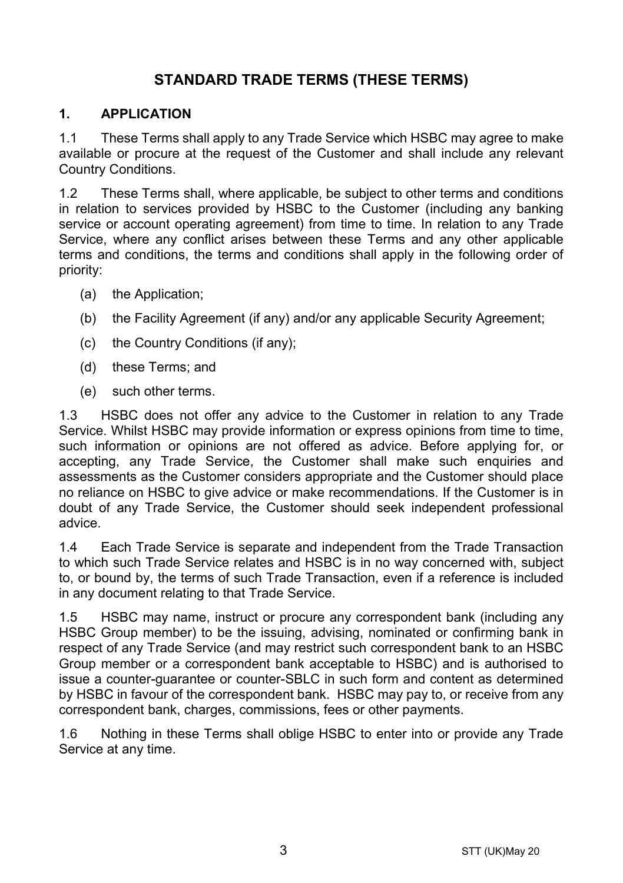# STANDARD TRADE TERMS (THESE TERMS)

## 1. APPLICATION

1.1 These Terms shall apply to any Trade Service which HSBC may agree to make available or procure at the request of the Customer and shall include any relevant Country Conditions.

1.2 These Terms shall, where applicable, be subject to other terms and conditions in relation to services provided by HSBC to the Customer (including any banking service or account operating agreement) from time to time. In relation to any Trade Service, where any conflict arises between these Terms and any other applicable terms and conditions, the terms and conditions shall apply in the following order of priority:

(a) the Application;

(b) the Facility Agreement (if any) and/or any applicable Security Agreement;

(c) the Country Conditions (if any);

(d) these Terms; and

(e) such other terms.

1.3 HSBC does not offer any advice to the Customer in relation to any Trade Service. Whilst HSBC may provide information or express opinions from time to time, such information or opinions are not offered as advice. Before applying for, or accepting, any Trade Service, the Customer shall make such enquiries and assessments as the Customer considers appropriate and the Customer should place no reliance on HSBC to give advice or make recommendations. If the Customer is in doubt of any Trade Service, the Customer should seek independent professional advice.

1.4 Each Trade Service is separate and independent from the Trade Transaction to which such Trade Service relates and HSBC is in no way concerned with, subject to, or bound by, the terms of such Trade Transaction, even if a reference is included in any document relating to that Trade Service.

1.5 HSBC may name, instruct or procure any correspondent bank (including any HSBC Group member) to be the issuing, advising, nominated or confirming bank in respect of any Trade Service (and may restrict such correspondent bank to an HSBC Group member or a correspondent bank acceptable to HSBC) and is authorised to issue a counter-guarantee or counter-SBLC in such form and content as determined by HSBC in favour of the correspondent bank. HSBC may pay to, or receive from any correspondent bank, charges, commissions, fees or other payments.

1.6 Nothing in these Terms shall oblige HSBC to enter into or provide any Trade Service at any time.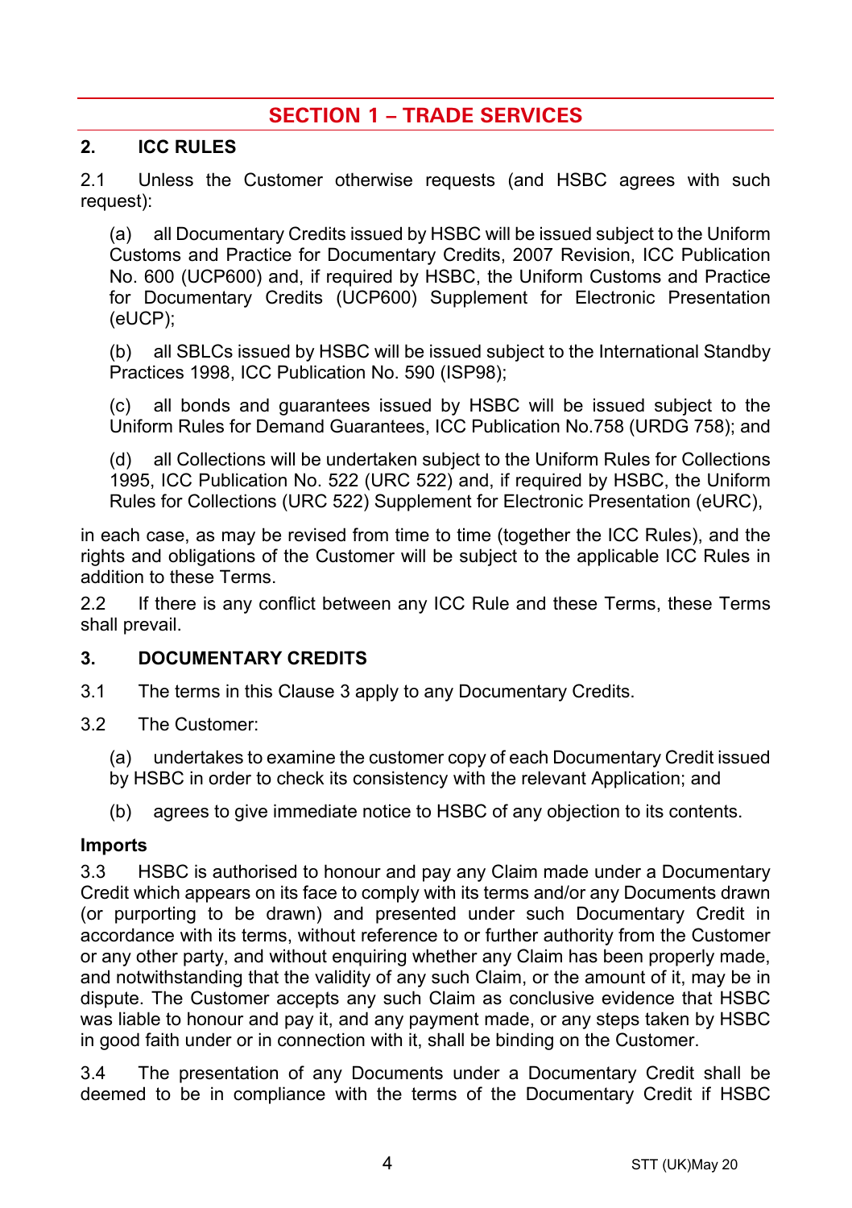# SECTION 1 – TRADE SERVICES

## 2. ICC RULES

2.1 Unless the Customer otherwise requests (and HSBC agrees with such request):

(a) all Documentary Credits issued by HSBC will be issued subject to the Uniform Customs and Practice for Documentary Credits, 2007 Revision, ICC Publication No. 600 (UCP600) and, if required by HSBC, the Uniform Customs and Practice for Documentary Credits (UCP600) Supplement for Electronic Presentation (eUCP);

(b) all SBLCs issued by HSBC will be issued subject to the International Standby Practices 1998, ICC Publication No. 590 (ISP98);

(c) all bonds and guarantees issued by HSBC will be issued subject to the Uniform Rules for Demand Guarantees, ICC Publication No.758 (URDG 758); and

(d) all Collections will be undertaken subject to the Uniform Rules for Collections 1995, ICC Publication No. 522 (URC 522) and, if required by HSBC, the Uniform Rules for Collections (URC 522) Supplement for Electronic Presentation (eURC),

in each case, as may be revised from time to time (together the ICC Rules), and the rights and obligations of the Customer will be subject to the applicable ICC Rules in addition to these Terms.

2.2 If there is any conflict between any ICC Rule and these Terms, these Terms shall prevail.

## 3. DOCUMENTARY CREDITS

3.1 The terms in this Clause 3 apply to any Documentary Credits.

3.2 The Customer:

(a) undertakes to examine the customer copy of each Documentary Credit issued by HSBC in order to check its consistency with the relevant Application; and

(b) agrees to give immediate notice to HSBC of any objection to its contents.

### Imports

3.3 HSBC is authorised to honour and pay any Claim made under a Documentary Credit which appears on its face to comply with its terms and/or any Documents drawn (or purporting to be drawn) and presented under such Documentary Credit in accordance with its terms, without reference to or further authority from the Customer or any other party, and without enquiring whether any Claim has been properly made, and notwithstanding that the validity of any such Claim, or the amount of it, may be in dispute. The Customer accepts any such Claim as conclusive evidence that HSBC was liable to honour and pay it, and any payment made, or any steps taken by HSBC in good faith under or in connection with it, shall be binding on the Customer.

3.4 The presentation of any Documents under a Documentary Credit shall be deemed to be in compliance with the terms of the Documentary Credit if HSBC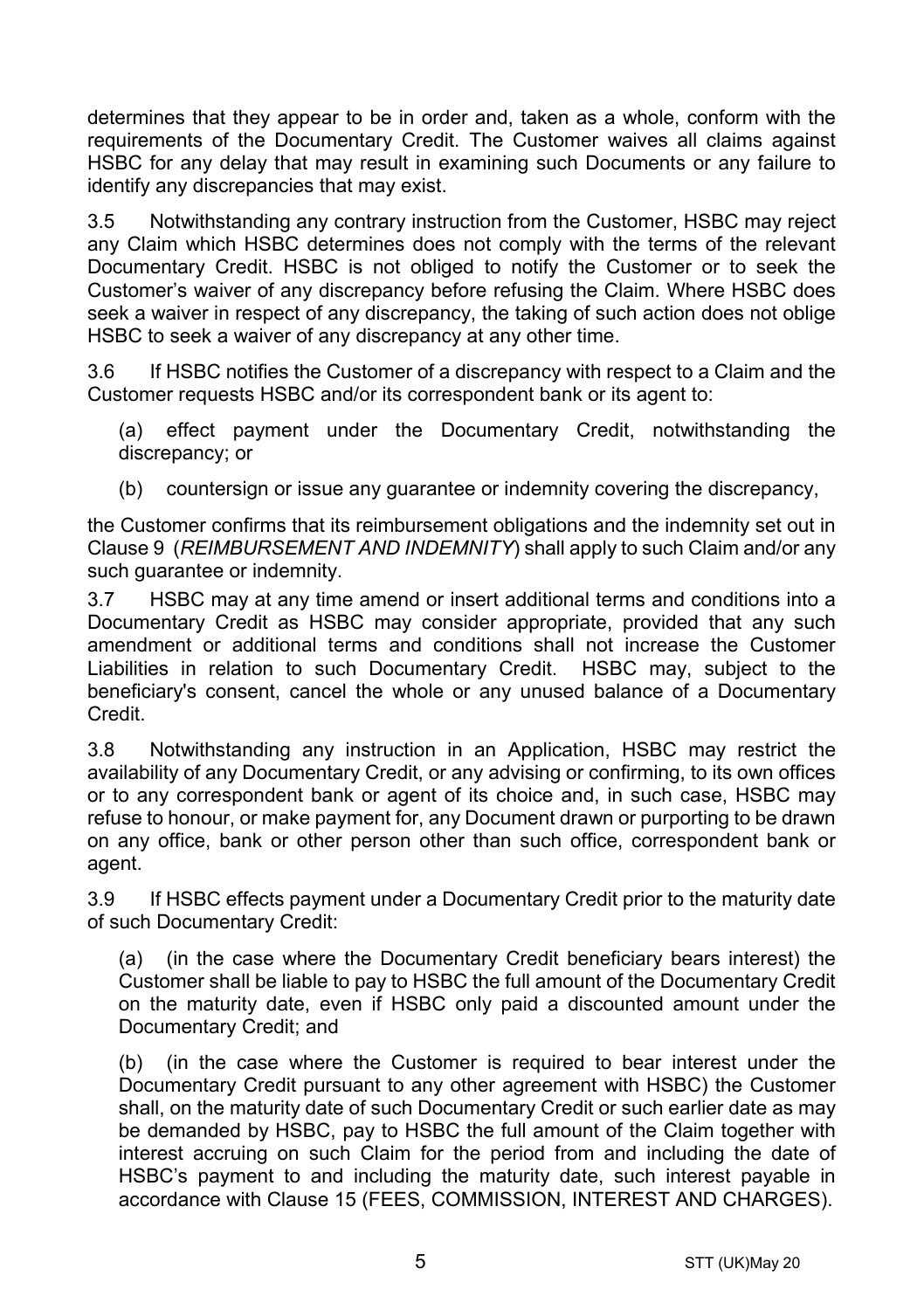determines that they appear to be in order and, taken as a whole, conform with the requirements of the Documentary Credit. The Customer waives all claims against HSBC for any delay that may result in examining such Documents or any failure to identify any discrepancies that may exist.

3.5 Notwithstanding any contrary instruction from the Customer, HSBC may reject any Claim which HSBC determines does not comply with the terms of the relevant Documentary Credit. HSBC is not obliged to notify the Customer or to seek the Customer's waiver of any discrepancy before refusing the Claim. Where HSBC does seek a waiver in respect of any discrepancy, the taking of such action does not oblige HSBC to seek a waiver of any discrepancy at any other time.

3.6 If HSBC notifies the Customer of a discrepancy with respect to a Claim and the Customer requests HSBC and/or its correspondent bank or its agent to:

(a) effect payment under the Documentary Credit, notwithstanding the discrepancy; or

(b) countersign or issue any guarantee or indemnity covering the discrepancy,

the Customer confirms that its reimbursement obligations and the indemnity set out in Clause 9 (*REIMBURSEMENT AND INDEMNITY*) shall apply to such Claim and/or any such guarantee or indemnity.

3.7 HSBC may at any time amend or insert additional terms and conditions into a Documentary Credit as HSBC may consider appropriate, provided that any such amendment or additional terms and conditions shall not increase the Customer Liabilities in relation to such Documentary Credit. HSBC may, subject to the beneficiary's consent, cancel the whole or any unused balance of a Documentary Credit.

3.8 Notwithstanding any instruction in an Application, HSBC may restrict the availability of any Documentary Credit, or any advising or confirming, to its own offices or to any correspondent bank or agent of its choice and, in such case, HSBC may refuse to honour, or make payment for, any Document drawn or purporting to be drawn on any office, bank or other person other than such office, correspondent bank or agent.

3.9 If HSBC effects payment under a Documentary Credit prior to the maturity date of such Documentary Credit:

(a) (in the case where the Documentary Credit beneficiary bears interest) the Customer shall be liable to pay to HSBC the full amount of the Documentary Credit on the maturity date, even if HSBC only paid a discounted amount under the Documentary Credit; and

(b) (in the case where the Customer is required to bear interest under the Documentary Credit pursuant to any other agreement with HSBC) the Customer shall, on the maturity date of such Documentary Credit or such earlier date as may be demanded by HSBC, pay to HSBC the full amount of the Claim together with interest accruing on such Claim for the period from and including the date of HSBC's payment to and including the maturity date, such interest payable in accordance with Clause 15 (FEES, COMMISSION, INTEREST AND CHARGES).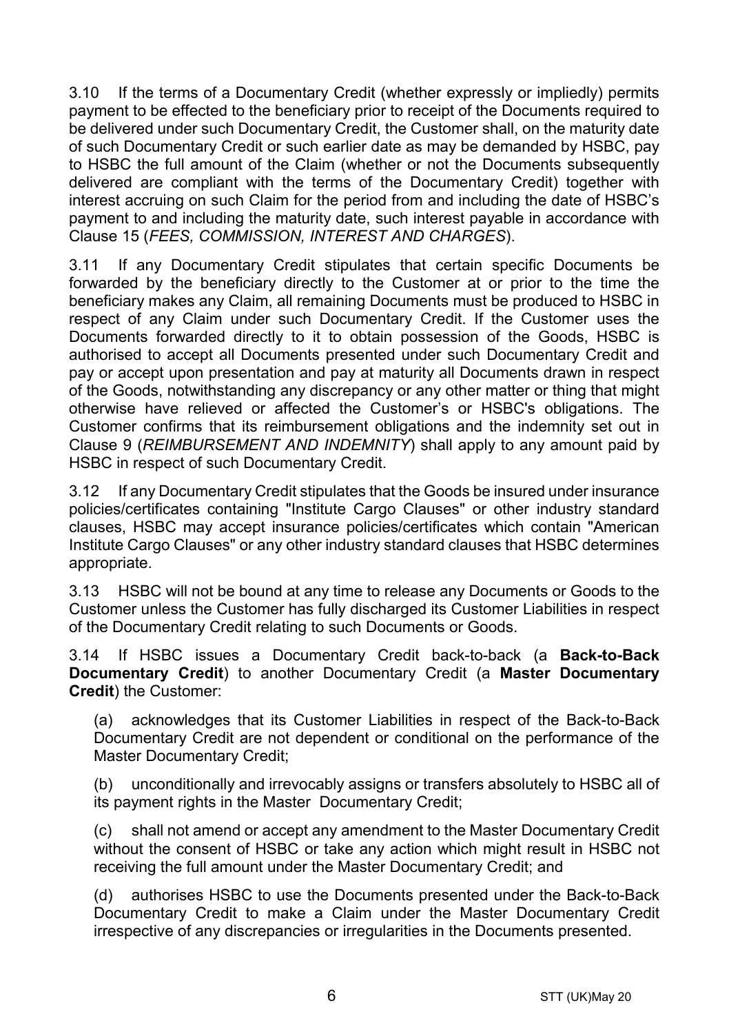3.10 If the terms of a Documentary Credit (whether expressly or impliedly) permits payment to be effected to the beneficiary prior to receipt of the Documents required to be delivered under such Documentary Credit, the Customer shall, on the maturity date of such Documentary Credit or such earlier date as may be demanded by HSBC, pay to HSBC the full amount of the Claim (whether or not the Documents subsequently delivered are compliant with the terms of the Documentary Credit) together with interest accruing on such Claim for the period from and including the date of HSBC's payment to and including the maturity date, such interest payable in accordance with Clause 15 (*FEES, COMMISSION, INTEREST AND CHARGES*).

3.11 If any Documentary Credit stipulates that certain specific Documents be forwarded by the beneficiary directly to the Customer at or prior to the time the beneficiary makes any Claim, all remaining Documents must be produced to HSBC in respect of any Claim under such Documentary Credit. If the Customer uses the Documents forwarded directly to it to obtain possession of the Goods, HSBC is authorised to accept all Documents presented under such Documentary Credit and pay or accept upon presentation and pay at maturity all Documents drawn in respect of the Goods, notwithstanding any discrepancy or any other matter or thing that might otherwise have relieved or affected the Customer's or HSBC's obligations. The Customer confirms that its reimbursement obligations and the indemnity set out in Clause 9 (*REIMBURSEMENT AND INDEMNITY*) shall apply to any amount paid by HSBC in respect of such Documentary Credit.

3.12 If any Documentary Credit stipulates that the Goods be insured under insurance policies/certificates containing "Institute Cargo Clauses" or other industry standard clauses, HSBC may accept insurance policies/certificates which contain "American Institute Cargo Clauses" or any other industry standard clauses that HSBC determines appropriate.

3.13 HSBC will not be bound at any time to release any Documents or Goods to the Customer unless the Customer has fully discharged its Customer Liabilities in respect of the Documentary Credit relating to such Documents or Goods.

3.14 If HSBC issues a Documentary Credit back-to-back (a **Back-to-Back Documentary Credit**) to another Documentary Credit (a **Master Documentary Credit**) the Customer:

(a) acknowledges that its Customer Liabilities in respect of the Back-to-Back Documentary Credit are not dependent or conditional on the performance of the Master Documentary Credit;

(b) unconditionally and irrevocably assigns or transfers absolutely to HSBC all of its payment rights in the Master Documentary Credit;

(c) shall not amend or accept any amendment to the Master Documentary Credit without the consent of HSBC or take any action which might result in HSBC not receiving the full amount under the Master Documentary Credit; and

(d) authorises HSBC to use the Documents presented under the Back-to-Back Documentary Credit to make a Claim under the Master Documentary Credit irrespective of any discrepancies or irregularities in the Documents presented.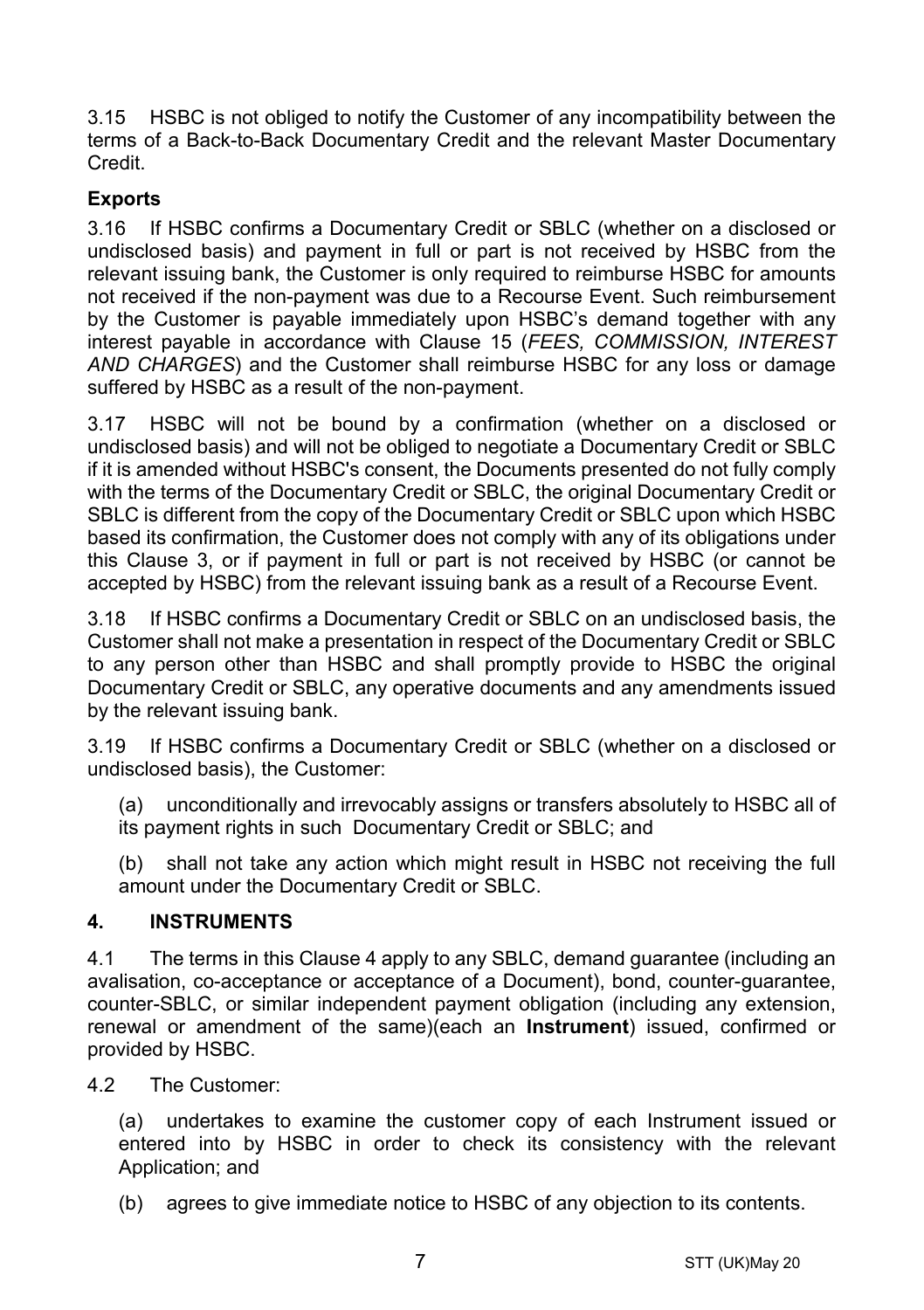3.15 HSBC is not obliged to notify the Customer of any incompatibility between the terms of a Back-to-Back Documentary Credit and the relevant Master Documentary Credit.

**Exports**

3.16 If HSBC confirms a Documentary Credit or SBLC (whether on a disclosed or undisclosed basis) and payment in full or part is not received by HSBC from the relevant issuing bank, the Customer is only required to reimburse HSBC for amounts not received if the non-payment was due to a Recourse Event. Such reimbursement by the Customer is payable immediately upon HSBC's demand together with any interest payable in accordance with Clause 15 (*FEES, COMMISSION, INTEREST AND CHARGES*) and the Customer shall reimburse HSBC for any loss or damage suffered by HSBC as a result of the non-payment.

3.17 HSBC will not be bound by a confirmation (whether on a disclosed or undisclosed basis) and will not be obliged to negotiate a Documentary Credit or SBLC if it is amended without HSBC's consent, the Documents presented do not fully comply with the terms of the Documentary Credit or SBLC, the original Documentary Credit or SBLC is different from the copy of the Documentary Credit or SBLC upon which HSBC based its confirmation, the Customer does not comply with any of its obligations under this Clause 3, or if payment in full or part is not received by HSBC (or cannot be accepted by HSBC) from the relevant issuing bank as a result of a Recourse Event.

3.18 If HSBC confirms a Documentary Credit or SBLC on an undisclosed basis, the Customer shall not make a presentation in respect of the Documentary Credit or SBLC to any person other than HSBC and shall promptly provide to HSBC the original Documentary Credit or SBLC, any operative documents and any amendments issued by the relevant issuing bank.

3.19 If HSBC confirms a Documentary Credit or SBLC (whether on a disclosed or undisclosed basis), the Customer:

(a) unconditionally and irrevocably assigns or transfers absolutely to HSBC all of its payment rights in such Documentary Credit or SBLC; and

(b) shall not take any action which might result in HSBC not receiving the full amount under the Documentary Credit or SBLC.

## 4. INSTRUMENTS

4.1 The terms in this Clause 4 apply to any SBLC, demand guarantee (including an avalisation, co-acceptance or acceptance of a Document), bond, counter-guarantee, counter-SBLC, or similar independent payment obligation (including any extension, renewal or amendment of the same)(each an **Instrument**) issued, confirmed or provided by HSBC.

4.2 The Customer:

(a) undertakes to examine the customer copy of each Instrument issued or entered into by HSBC in order to check its consistency with the relevant Application; and

(b) agrees to give immediate notice to HSBC of any objection to its contents.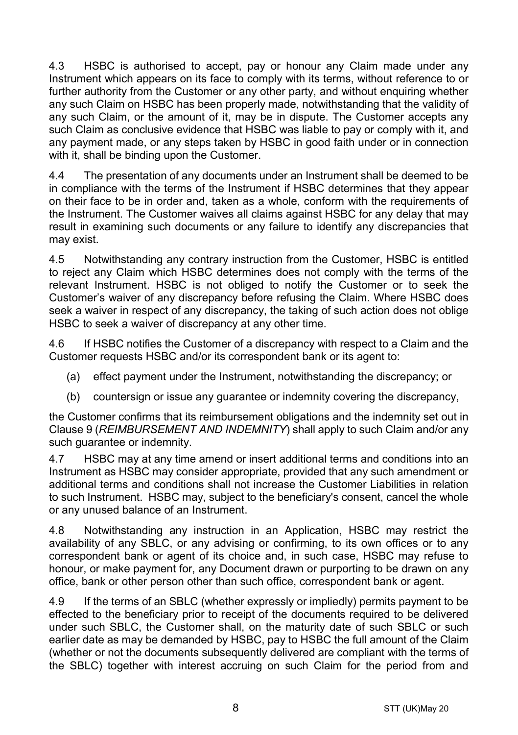4.3 HSBC is authorised to accept, pay or honour any Claim made under any Instrument which appears on its face to comply with its terms, without reference to or further authority from the Customer or any other party, and without enquiring whether any such Claim on HSBC has been properly made, notwithstanding that the validity of any such Claim, or the amount of it, may be in dispute. The Customer accepts any such Claim as conclusive evidence that HSBC was liable to pay or comply with it, and any payment made, or any steps taken by HSBC in good faith under or in connection with it, shall be binding upon the Customer.

4.4 The presentation of any documents under an Instrument shall be deemed to be in compliance with the terms of the Instrument if HSBC determines that they appear on their face to be in order and, taken as a whole, conform with the requirements of the Instrument. The Customer waives all claims against HSBC for any delay that may result in examining such documents or any failure to identify any discrepancies that may exist.

4.5 Notwithstanding any contrary instruction from the Customer, HSBC is entitled to reject any Claim which HSBC determines does not comply with the terms of the relevant Instrument. HSBC is not obliged to notify the Customer or to seek the Customer's waiver of any discrepancy before refusing the Claim. Where HSBC does seek a waiver in respect of any discrepancy, the taking of such action does not oblige HSBC to seek a waiver of discrepancy at any other time.

4.6 If HSBC notifies the Customer of a discrepancy with respect to a Claim and the Customer requests HSBC and/or its correspondent bank or its agent to:

(a) effect payment under the Instrument, notwithstanding the discrepancy; or

(b) countersign or issue any guarantee or indemnity covering the discrepancy,

the Customer confirms that its reimbursement obligations and the indemnity set out in Clause 9 (*REIMBURSEMENT AND INDEMNITY*) shall apply to such Claim and/or any such guarantee or indemnity.

4.7 HSBC may at any time amend or insert additional terms and conditions into an Instrument as HSBC may consider appropriate, provided that any such amendment or additional terms and conditions shall not increase the Customer Liabilities in relation to such Instrument. HSBC may, subject to the beneficiary's consent, cancel the whole or any unused balance of an Instrument.

4.8 Notwithstanding any instruction in an Application, HSBC may restrict the availability of any SBLC, or any advising or confirming, to its own offices or to any correspondent bank or agent of its choice and, in such case, HSBC may refuse to honour, or make payment for, any Document drawn or purporting to be drawn on any office, bank or other person other than such office, correspondent bank or agent.

4.9 If the terms of an SBLC (whether expressly or impliedly) permits payment to be effected to the beneficiary prior to receipt of the documents required to be delivered under such SBLC, the Customer shall, on the maturity date of such SBLC or such earlier date as may be demanded by HSBC, pay to HSBC the full amount of the Claim (whether or not the documents subsequently delivered are compliant with the terms of the SBLC) together with interest accruing on such Claim for the period from and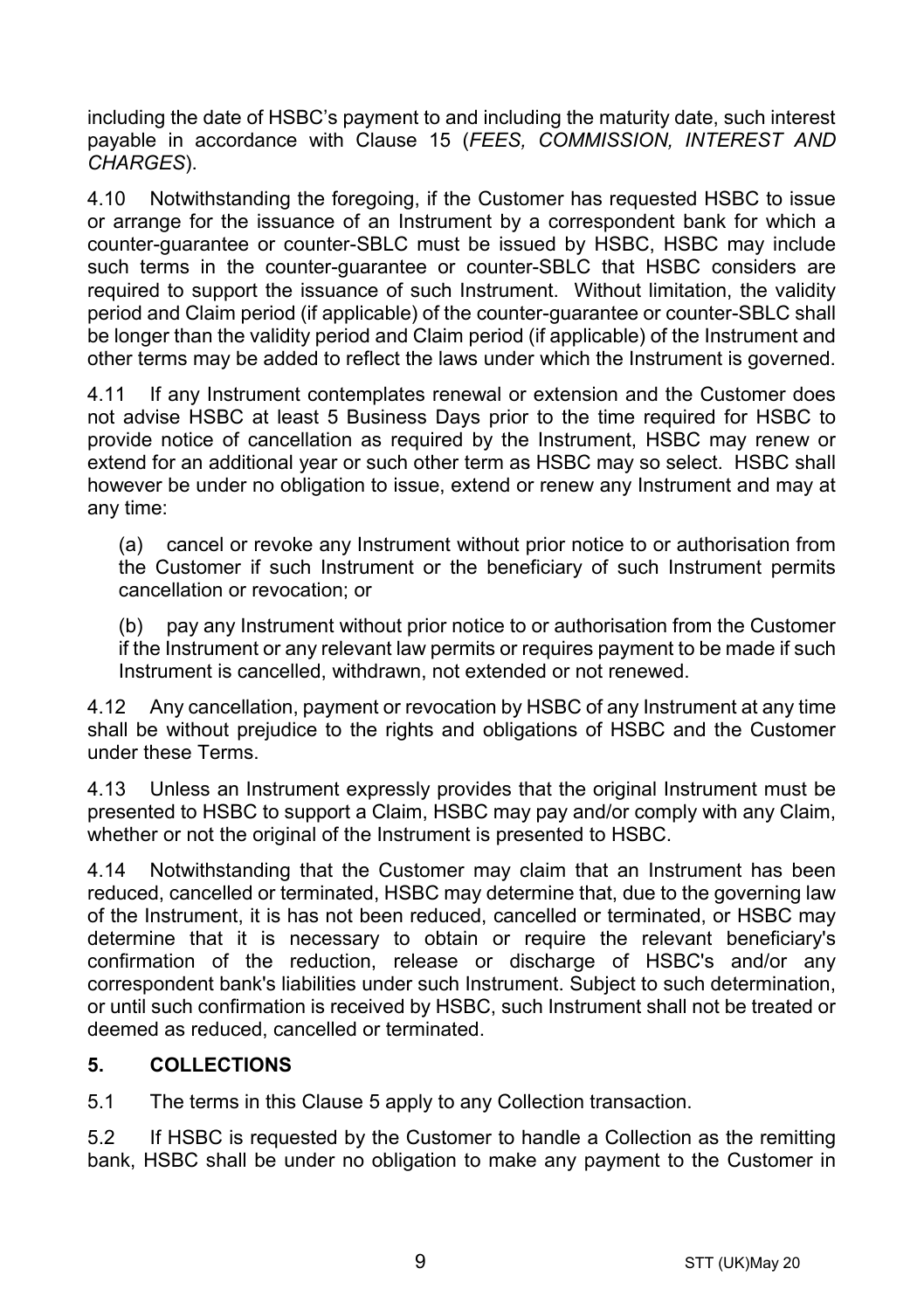including the date of HSBC's payment to and including the maturity date, such interest payable in accordance with Clause 15 (*FEES, COMMISSION, INTEREST AND CHARGES*).

4.10 Notwithstanding the foregoing, if the Customer has requested HSBC to issue or arrange for the issuance of an Instrument by a correspondent bank for which a counter-guarantee or counter-SBLC must be issued by HSBC, HSBC may include such terms in the counter-guarantee or counter-SBLC that HSBC considers are required to support the issuance of such Instrument. Without limitation, the validity period and Claim period (if applicable) of the counter-guarantee or counter-SBLC shall be longer than the validity period and Claim period (if applicable) of the Instrument and other terms may be added to reflect the laws under which the Instrument is governed.

4.11 If any Instrument contemplates renewal or extension and the Customer does not advise HSBC at least 5 Business Days prior to the time required for HSBC to provide notice of cancellation as required by the Instrument, HSBC may renew or extend for an additional year or such other term as HSBC may so select. HSBC shall however be under no obligation to issue, extend or renew any Instrument and may at any time:

(a) cancel or revoke any Instrument without prior notice to or authorisation from the Customer if such Instrument or the beneficiary of such Instrument permits cancellation or revocation; or

(b) pay any Instrument without prior notice to or authorisation from the Customer if the Instrument or any relevant law permits or requires payment to be made if such Instrument is cancelled, withdrawn, not extended or not renewed.

4.12 Any cancellation, payment or revocation by HSBC of any Instrument at any time shall be without prejudice to the rights and obligations of HSBC and the Customer under these Terms.

4.13 Unless an Instrument expressly provides that the original Instrument must be presented to HSBC to support a Claim, HSBC may pay and/or comply with any Claim, whether or not the original of the Instrument is presented to HSBC.

4.14 Notwithstanding that the Customer may claim that an Instrument has been reduced, cancelled or terminated, HSBC may determine that, due to the governing law of the Instrument, it is has not been reduced, cancelled or terminated, or HSBC may determine that it is necessary to obtain or require the relevant beneficiary's confirmation of the reduction, release or discharge of HSBC's and/or any correspondent bank's liabilities under such Instrument. Subject to such determination, or until such confirmation is received by HSBC, such Instrument shall not be treated or deemed as reduced, cancelled or terminated.

## 5. COLLECTIONS

5.1 The terms in this Clause 5 apply to any Collection transaction.

5.2 If HSBC is requested by the Customer to handle a Collection as the remitting bank, HSBC shall be under no obligation to make any payment to the Customer in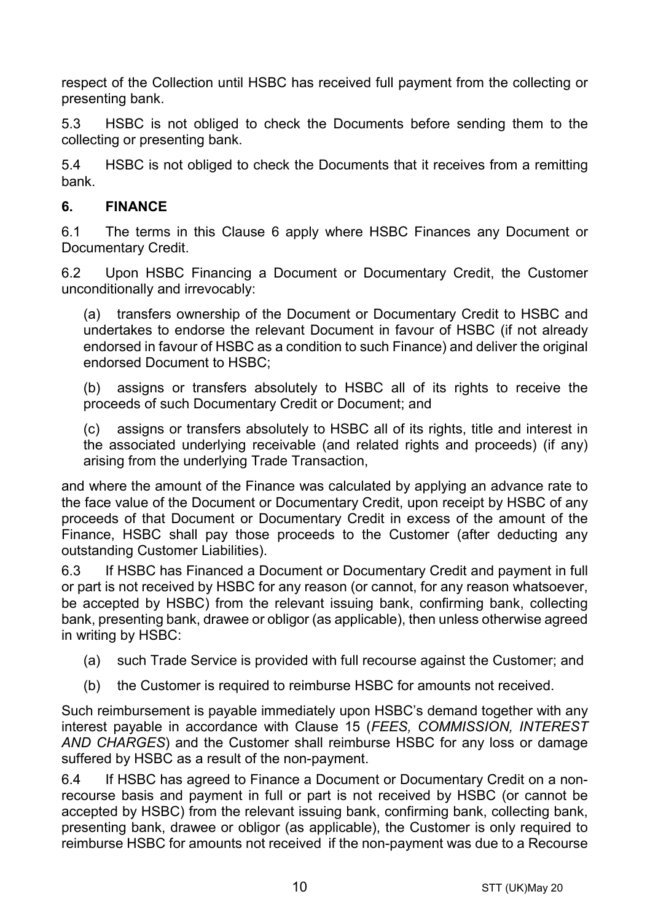respect of the Collection until HSBC has received full payment from the collecting or presenting bank.

5.3 HSBC is not obliged to check the Documents before sending them to the collecting or presenting bank.

5.4 HSBC is not obliged to check the Documents that it receives from a remitting bank.

## 6. FINANCE

6.1 The terms in this Clause 6 apply where HSBC Finances any Document or Documentary Credit.

6.2 Upon HSBC Financing a Document or Documentary Credit, the Customer unconditionally and irrevocably:

(a) transfers ownership of the Document or Documentary Credit to HSBC and undertakes to endorse the relevant Document in favour of HSBC (if not already endorsed in favour of HSBC as a condition to such Finance) and deliver the original endorsed Document to HSBC;

(b) assigns or transfers absolutely to HSBC all of its rights to receive the proceeds of such Documentary Credit or Document; and

(c) assigns or transfers absolutely to HSBC all of its rights, title and interest in the associated underlying receivable (and related rights and proceeds) (if any) arising from the underlying Trade Transaction,

and where the amount of the Finance was calculated by applying an advance rate to the face value of the Document or Documentary Credit, upon receipt by HSBC of any proceeds of that Document or Documentary Credit in excess of the amount of the Finance, HSBC shall pay those proceeds to the Customer (after deducting any outstanding Customer Liabilities).

6.3 If HSBC has Financed a Document or Documentary Credit and payment in full or part is not received by HSBC for any reason (or cannot, for any reason whatsoever, be accepted by HSBC) from the relevant issuing bank, confirming bank, collecting bank, presenting bank, drawee or obligor (as applicable), then unless otherwise agreed in writing by HSBC:

(a) such Trade Service is provided with full recourse against the Customer; and

(b) the Customer is required to reimburse HSBC for amounts not received.

Such reimbursement is payable immediately upon HSBC's demand together with any interest payable in accordance with Clause 15 (*FEES, COMMISSION, INTEREST AND CHARGES*) and the Customer shall reimburse HSBC for any loss or damage suffered by HSBC as a result of the non-payment.

6.4 If HSBC has agreed to Finance a Document or Documentary Credit on a non-recourse basis and payment in full or part is not received by HSBC (or cannot be accepted by HSBC) from the relevant issuing bank, confirming bank, collecting bank, presenting bank, drawee or obligor (as applicable), the Customer is only required to reimburse HSBC for amounts not received if the non-payment was due to a Recourse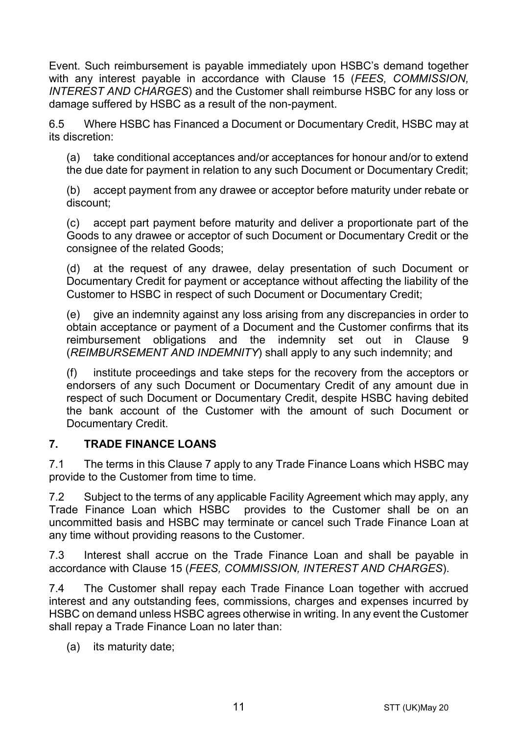Event. Such reimbursement is payable immediately upon HSBC's demand together with any interest payable in accordance with Clause 15 (*FEES, COMMISSION, INTEREST AND CHARGES*) and the Customer shall reimburse HSBC for any loss or damage suffered by HSBC as a result of the non-payment.

6.5 Where HSBC has Financed a Document or Documentary Credit, HSBC may at its discretion:

(a) take conditional acceptances and/or acceptances for honour and/or to extend the due date for payment in relation to any such Document or Documentary Credit;

(b) accept payment from any drawee or acceptor before maturity under rebate or discount;

(c) accept part payment before maturity and deliver a proportionate part of the Goods to any drawee or acceptor of such Document or Documentary Credit or the consignee of the related Goods;

(d) at the request of any drawee, delay presentation of such Document or Documentary Credit for payment or acceptance without affecting the liability of the Customer to HSBC in respect of such Document or Documentary Credit;

(e) give an indemnity against any loss arising from any discrepancies in order to obtain acceptance or payment of a Document and the Customer confirms that its reimbursement obligations and the indemnity set out in Clause 9 (*REIMBURSEMENT AND INDEMNITY*) shall apply to any such indemnity; and

(f) institute proceedings and take steps for the recovery from the acceptors or endorsers of any such Document or Documentary Credit of any amount due in respect of such Document or Documentary Credit, despite HSBC having debited the bank account of the Customer with the amount of such Document or Documentary Credit.

## 7. TRADE FINANCE LOANS

7.1 The terms in this Clause 7 apply to any Trade Finance Loans which HSBC may provide to the Customer from time to time.

7.2 Subject to the terms of any applicable Facility Agreement which may apply, any Trade Finance Loan which HSBC provides to the Customer shall be on an uncommitted basis and HSBC may terminate or cancel such Trade Finance Loan at any time without providing reasons to the Customer.

7.3 Interest shall accrue on the Trade Finance Loan and shall be payable in accordance with Clause 15 (*FEES, COMMISSION, INTEREST AND CHARGES*).

7.4 The Customer shall repay each Trade Finance Loan together with accrued interest and any outstanding fees, commissions, charges and expenses incurred by HSBC on demand unless HSBC agrees otherwise in writing. In any event the Customer shall repay a Trade Finance Loan no later than:

(a) its maturity date;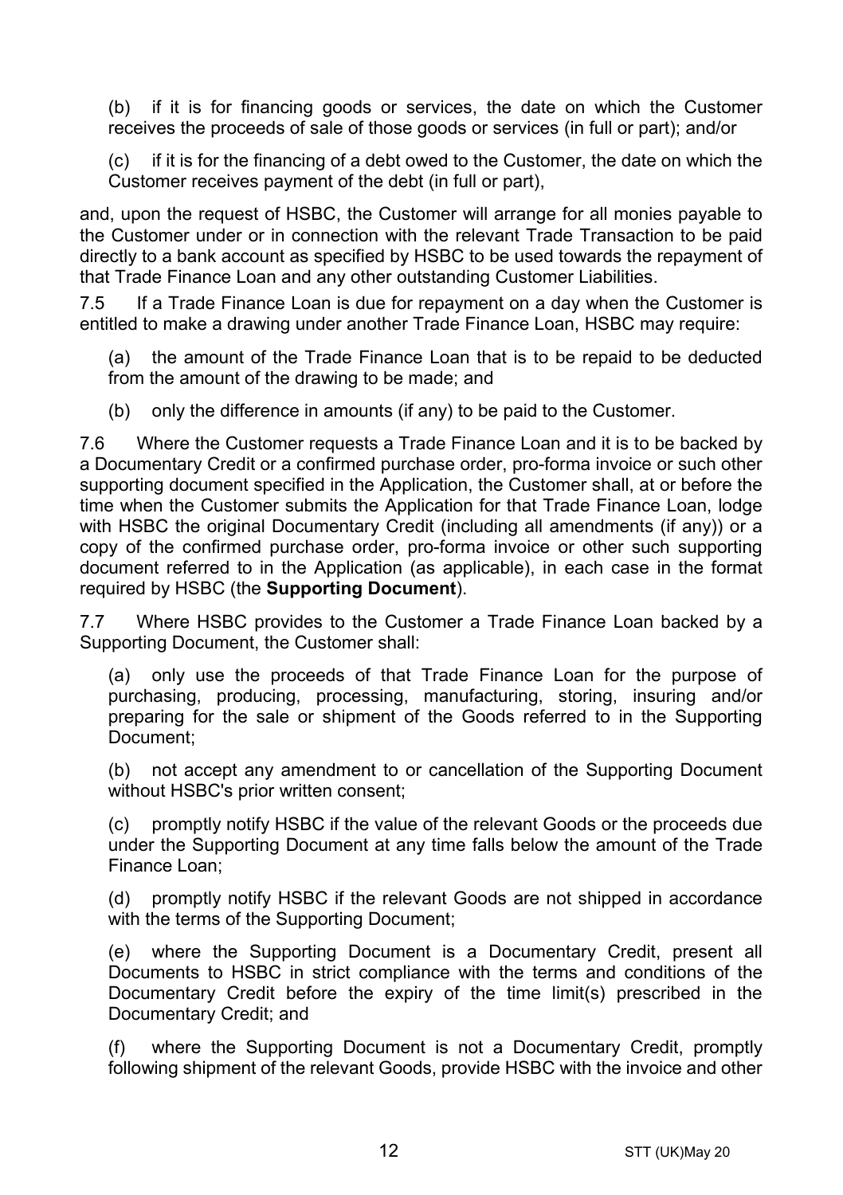(b) if it is for financing goods or services, the date on which the Customer receives the proceeds of sale of those goods or services (in full or part); and/or

(c) if it is for the financing of a debt owed to the Customer, the date on which the Customer receives payment of the debt (in full or part),

and, upon the request of HSBC, the Customer will arrange for all monies payable to the Customer under or in connection with the relevant Trade Transaction to be paid directly to a bank account as specified by HSBC to be used towards the repayment of that Trade Finance Loan and any other outstanding Customer Liabilities.

7.5 If a Trade Finance Loan is due for repayment on a day when the Customer is entitled to make a drawing under another Trade Finance Loan, HSBC may require:

(a) the amount of the Trade Finance Loan that is to be repaid to be deducted from the amount of the drawing to be made; and

(b) only the difference in amounts (if any) to be paid to the Customer.

7.6 Where the Customer requests a Trade Finance Loan and it is to be backed by a Documentary Credit or a confirmed purchase order, pro-forma invoice or such other supporting document specified in the Application, the Customer shall, at or before the time when the Customer submits the Application for that Trade Finance Loan, lodge with HSBC the original Documentary Credit (including all amendments (if any)) or a copy of the confirmed purchase order, pro-forma invoice or other such supporting document referred to in the Application (as applicable), in each case in the format required by HSBC (the **Supporting Document**).

7.7 Where HSBC provides to the Customer a Trade Finance Loan backed by a Supporting Document, the Customer shall:

(a) only use the proceeds of that Trade Finance Loan for the purpose of purchasing, producing, processing, manufacturing, storing, insuring and/or preparing for the sale or shipment of the Goods referred to in the Supporting Document;

(b) not accept any amendment to or cancellation of the Supporting Document without HSBC's prior written consent;

(c) promptly notify HSBC if the value of the relevant Goods or the proceeds due under the Supporting Document at any time falls below the amount of the Trade Finance Loan;

(d) promptly notify HSBC if the relevant Goods are not shipped in accordance with the terms of the Supporting Document;

(e) where the Supporting Document is a Documentary Credit, present all Documents to HSBC in strict compliance with the terms and conditions of the Documentary Credit before the expiry of the time limit(s) prescribed in the Documentary Credit; and

(f) where the Supporting Document is not a Documentary Credit, promptly following shipment of the relevant Goods, provide HSBC with the invoice and other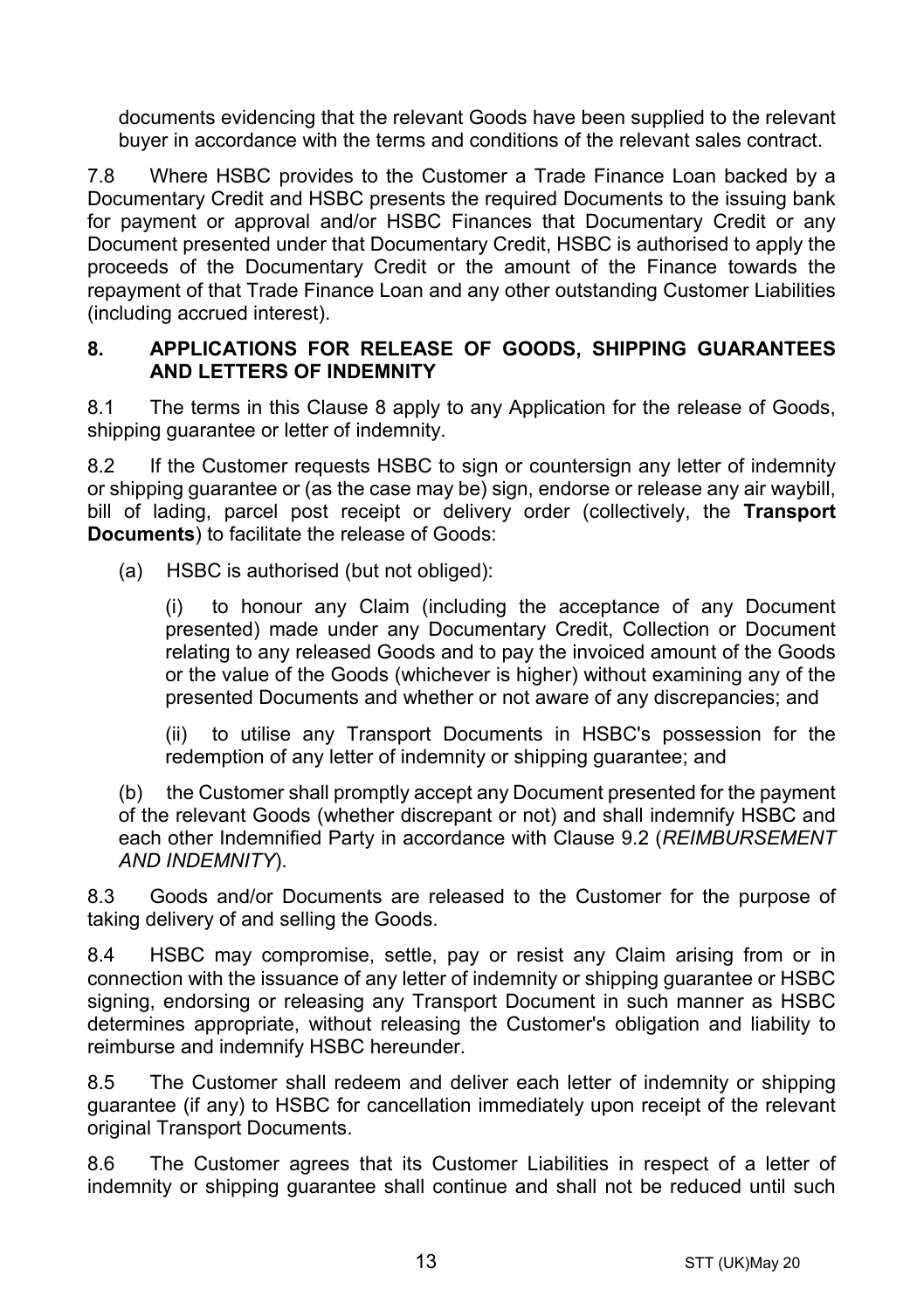documents evidencing that the relevant Goods have been supplied to the relevant buyer in accordance with the terms and conditions of the relevant sales contract.

7.8 Where HSBC provides to the Customer a Trade Finance Loan backed by a Documentary Credit and HSBC presents the required Documents to the issuing bank for payment or approval and/or HSBC Finances that Documentary Credit or any Document presented under that Documentary Credit, HSBC is authorised to apply the proceeds of the Documentary Credit or the amount of the Finance towards the repayment of that Trade Finance Loan and any other outstanding Customer Liabilities (including accrued interest).

## 8. APPLICATIONS FOR RELEASE OF GOODS, SHIPPING GUARANTEES AND LETTERS OF INDEMNITY

8.1 The terms in this Clause 8 apply to any Application for the release of Goods, shipping guarantee or letter of indemnity.

8.2 If the Customer requests HSBC to sign or countersign any letter of indemnity or shipping guarantee or (as the case may be) sign, endorse or release any air waybill, bill of lading, parcel post receipt or delivery order (collectively, the **Transport Documents**) to facilitate the release of Goods:

(a) HSBC is authorised (but not obliged):

(i) to honour any Claim (including the acceptance of any Document presented) made under any Documentary Credit, Collection or Document relating to any released Goods and to pay the invoiced amount of the Goods or the value of the Goods (whichever is higher) without examining any of the presented Documents and whether or not aware of any discrepancies; and

(ii) to utilise any Transport Documents in HSBC's possession for the redemption of any letter of indemnity or shipping guarantee; and

(b) the Customer shall promptly accept any Document presented for the payment of the relevant Goods (whether discrepant or not) and shall indemnify HSBC and each other Indemnified Party in accordance with Clause 9.2 (*REIMBURSEMENT AND INDEMNITY*).

8.3 Goods and/or Documents are released to the Customer for the purpose of taking delivery of and selling the Goods.

8.4 HSBC may compromise, settle, pay or resist any Claim arising from or in connection with the issuance of any letter of indemnity or shipping guarantee or HSBC signing, endorsing or releasing any Transport Document in such manner as HSBC determines appropriate, without releasing the Customer's obligation and liability to reimburse and indemnify HSBC hereunder.

8.5 The Customer shall redeem and deliver each letter of indemnity or shipping guarantee (if any) to HSBC for cancellation immediately upon receipt of the relevant original Transport Documents.

8.6 The Customer agrees that its Customer Liabilities in respect of a letter of indemnity or shipping guarantee shall continue and shall not be reduced until such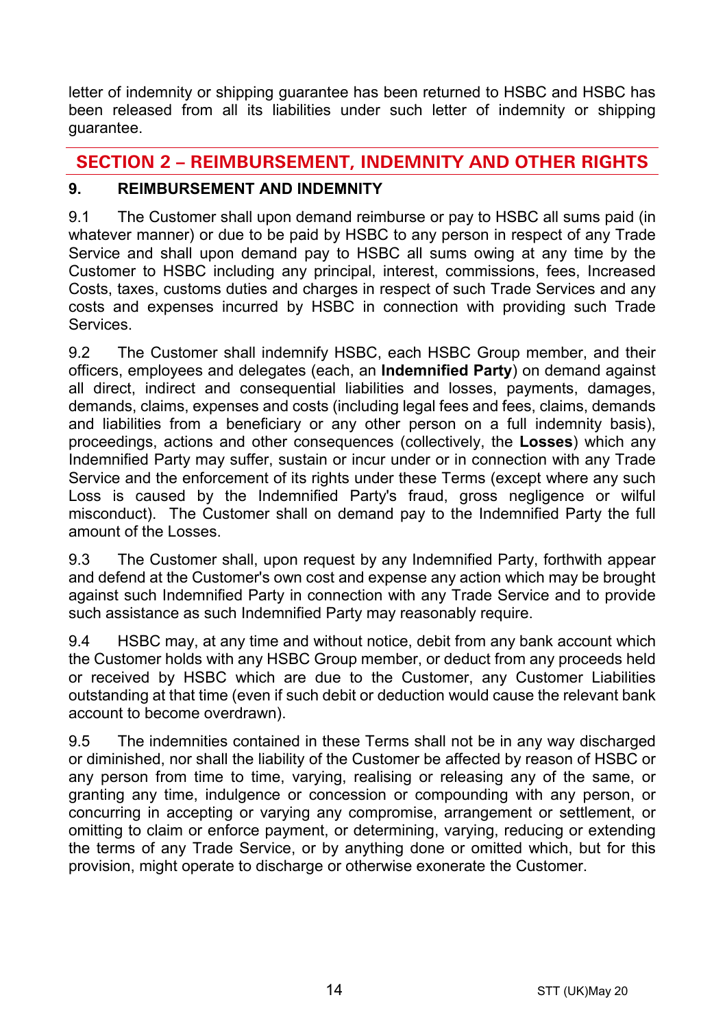letter of indemnity or shipping guarantee has been returned to HSBC and HSBC has been released from all its liabilities under such letter of indemnity or shipping guarantee.

## SECTION 2 – REIMBURSEMENT, INDEMNITY AND OTHER RIGHTS

### 9. REIMBURSEMENT AND INDEMNITY

9.1 The Customer shall upon demand reimburse or pay to HSBC all sums paid (in whatever manner) or due to be paid by HSBC to any person in respect of any Trade Service and shall upon demand pay to HSBC all sums owing at any time by the Customer to HSBC including any principal, interest, commissions, fees, Increased Costs, taxes, customs duties and charges in respect of such Trade Services and any costs and expenses incurred by HSBC in connection with providing such Trade Services.

9.2 The Customer shall indemnify HSBC, each HSBC Group member, and their officers, employees and delegates (each, an **Indemnified Party**) on demand against all direct, indirect and consequential liabilities and losses, payments, damages, demands, claims, expenses and costs (including legal fees and fees, claims, demands and liabilities from a beneficiary or any other person on a full indemnity basis), proceedings, actions and other consequences (collectively, the **Losses**) which any Indemnified Party may suffer, sustain or incur under or in connection with any Trade Service and the enforcement of its rights under these Terms (except where any such Loss is caused by the Indemnified Party's fraud, gross negligence or wilful misconduct). The Customer shall on demand pay to the Indemnified Party the full amount of the Losses.

9.3 The Customer shall, upon request by any Indemnified Party, forthwith appear and defend at the Customer's own cost and expense any action which may be brought against such Indemnified Party in connection with any Trade Service and to provide such assistance as such Indemnified Party may reasonably require.

9.4 HSBC may, at any time and without notice, debit from any bank account which the Customer holds with any HSBC Group member, or deduct from any proceeds held or received by HSBC which are due to the Customer, any Customer Liabilities outstanding at that time (even if such debit or deduction would cause the relevant bank account to become overdrawn).

9.5 The indemnities contained in these Terms shall not be in any way discharged or diminished, nor shall the liability of the Customer be affected by reason of HSBC or any person from time to time, varying, realising or releasing any of the same, or granting any time, indulgence or concession or compounding with any person, or concurring in accepting or varying any compromise, arrangement or settlement, or omitting to claim or enforce payment, or determining, varying, reducing or extending the terms of any Trade Service, or by anything done or omitted which, but for this provision, might operate to discharge or otherwise exonerate the Customer.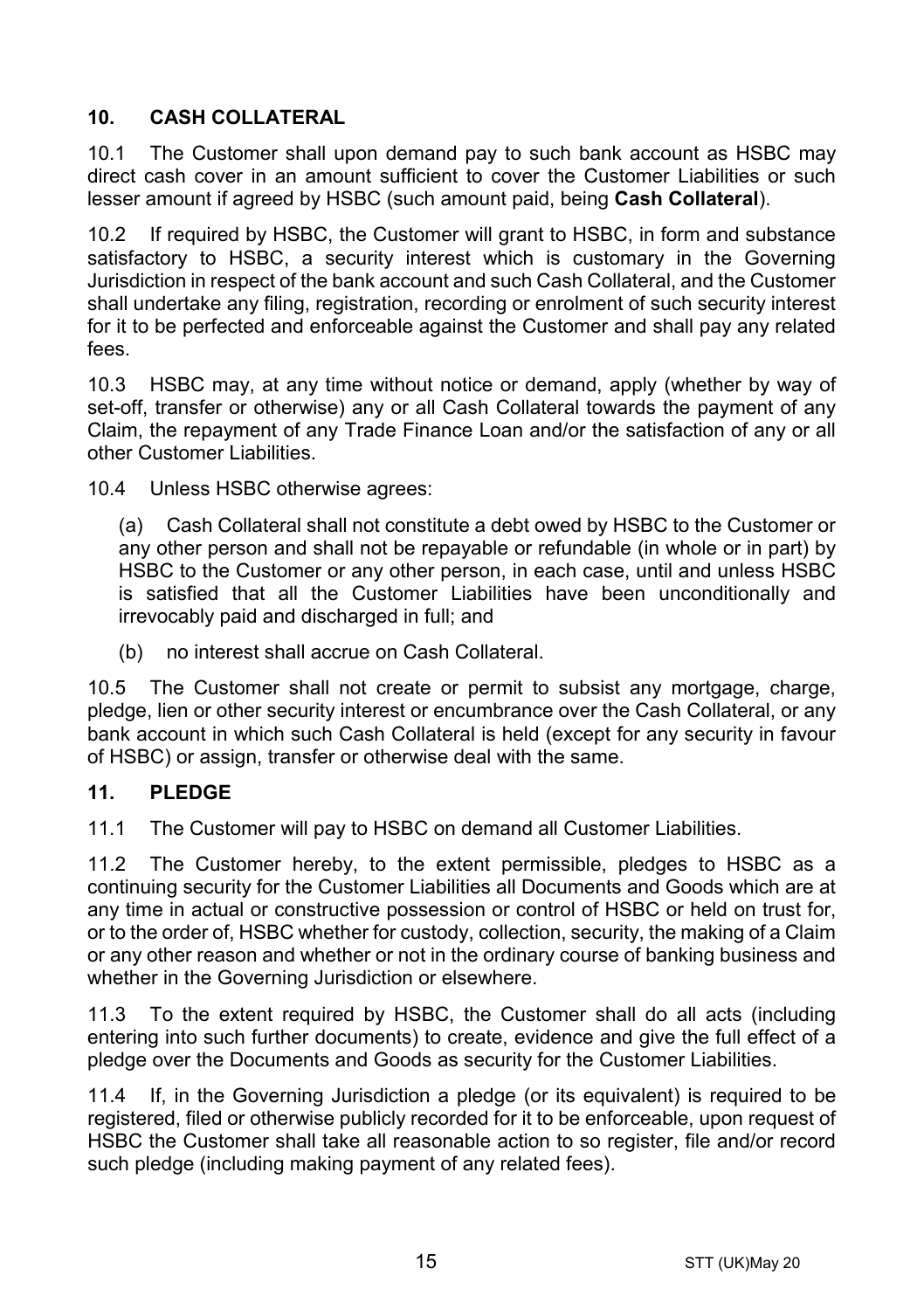## 10. CASH COLLATERAL

10.1 The Customer shall upon demand pay to such bank account as HSBC may direct cash cover in an amount sufficient to cover the Customer Liabilities or such lesser amount if agreed by HSBC (such amount paid, being **Cash Collateral**).

10.2 If required by HSBC, the Customer will grant to HSBC, in form and substance satisfactory to HSBC, a security interest which is customary in the Governing Jurisdiction in respect of the bank account and such Cash Collateral, and the Customer shall undertake any filing, registration, recording or enrolment of such security interest for it to be perfected and enforceable against the Customer and shall pay any related fees.

10.3 HSBC may, at any time without notice or demand, apply (whether by way of set-off, transfer or otherwise) any or all Cash Collateral towards the payment of any Claim, the repayment of any Trade Finance Loan and/or the satisfaction of any or all other Customer Liabilities.

10.4 Unless HSBC otherwise agrees:

(a) Cash Collateral shall not constitute a debt owed by HSBC to the Customer or any other person and shall not be repayable or refundable (in whole or in part) by HSBC to the Customer or any other person, in each case, until and unless HSBC is satisfied that all the Customer Liabilities have been unconditionally and irrevocably paid and discharged in full; and

(b) no interest shall accrue on Cash Collateral.

10.5 The Customer shall not create or permit to subsist any mortgage, charge, pledge, lien or other security interest or encumbrance over the Cash Collateral, or any bank account in which such Cash Collateral is held (except for any security in favour of HSBC) or assign, transfer or otherwise deal with the same.

## 11. PLEDGE

11.1 The Customer will pay to HSBC on demand all Customer Liabilities.

11.2 The Customer hereby, to the extent permissible, pledges to HSBC as a continuing security for the Customer Liabilities all Documents and Goods which are at any time in actual or constructive possession or control of HSBC or held on trust for, or to the order of, HSBC whether for custody, collection, security, the making of a Claim or any other reason and whether or not in the ordinary course of banking business and whether in the Governing Jurisdiction or elsewhere.

11.3 To the extent required by HSBC, the Customer shall do all acts (including entering into such further documents) to create, evidence and give the full effect of a pledge over the Documents and Goods as security for the Customer Liabilities.

11.4 If, in the Governing Jurisdiction a pledge (or its equivalent) is required to be registered, filed or otherwise publicly recorded for it to be enforceable, upon request of HSBC the Customer shall take all reasonable action to so register, file and/or record such pledge (including making payment of any related fees).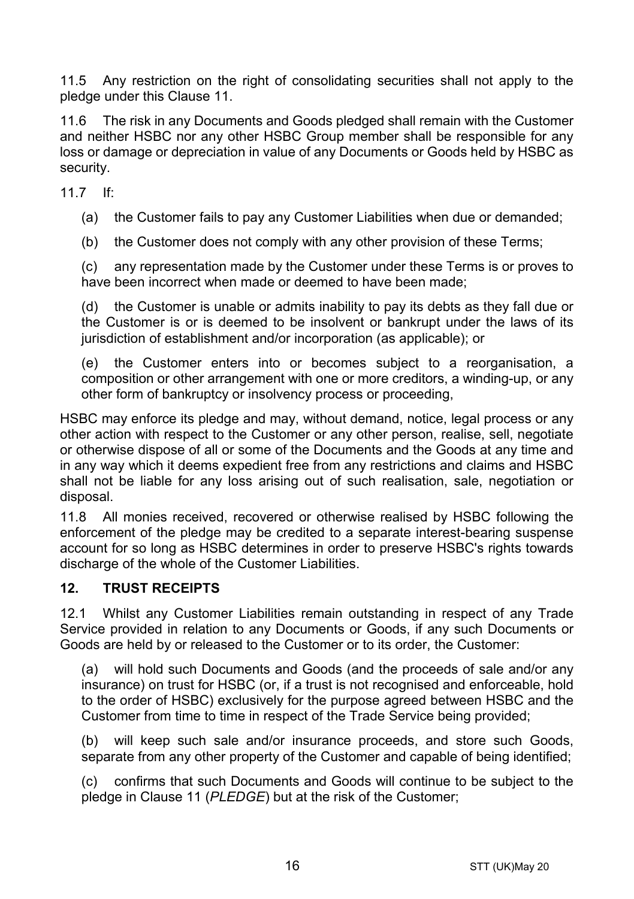11.5 Any restriction on the right of consolidating securities shall not apply to the pledge under this Clause 11.

11.6 The risk in any Documents and Goods pledged shall remain with the Customer and neither HSBC nor any other HSBC Group member shall be responsible for any loss or damage or depreciation in value of any Documents or Goods held by HSBC as security.

11.7 If:

(a) the Customer fails to pay any Customer Liabilities when due or demanded;

(b) the Customer does not comply with any other provision of these Terms;

(c) any representation made by the Customer under these Terms is or proves to have been incorrect when made or deemed to have been made;

(d) the Customer is unable or admits inability to pay its debts as they fall due or the Customer is or is deemed to be insolvent or bankrupt under the laws of its jurisdiction of establishment and/or incorporation (as applicable); or

(e) the Customer enters into or becomes subject to a reorganisation, a composition or other arrangement with one or more creditors, a winding-up, or any other form of bankruptcy or insolvency process or proceeding,

HSBC may enforce its pledge and may, without demand, notice, legal process or any other action with respect to the Customer or any other person, realise, sell, negotiate or otherwise dispose of all or some of the Documents and the Goods at any time and in any way which it deems expedient free from any restrictions and claims and HSBC shall not be liable for any loss arising out of such realisation, sale, negotiation or disposal.

11.8 All monies received, recovered or otherwise realised by HSBC following the enforcement of the pledge may be credited to a separate interest-bearing suspense account for so long as HSBC determines in order to preserve HSBC's rights towards discharge of the whole of the Customer Liabilities.

## 12. TRUST RECEIPTS

12.1 Whilst any Customer Liabilities remain outstanding in respect of any Trade Service provided in relation to any Documents or Goods, if any such Documents or Goods are held by or released to the Customer or to its order, the Customer:

(a) will hold such Documents and Goods (and the proceeds of sale and/or any insurance) on trust for HSBC (or, if a trust is not recognised and enforceable, hold to the order of HSBC) exclusively for the purpose agreed between HSBC and the Customer from time to time in respect of the Trade Service being provided;

(b) will keep such sale and/or insurance proceeds, and store such Goods, separate from any other property of the Customer and capable of being identified;

(c) confirms that such Documents and Goods will continue to be subject to the pledge in Clause 11 (*PLEDGE*) but at the risk of the Customer;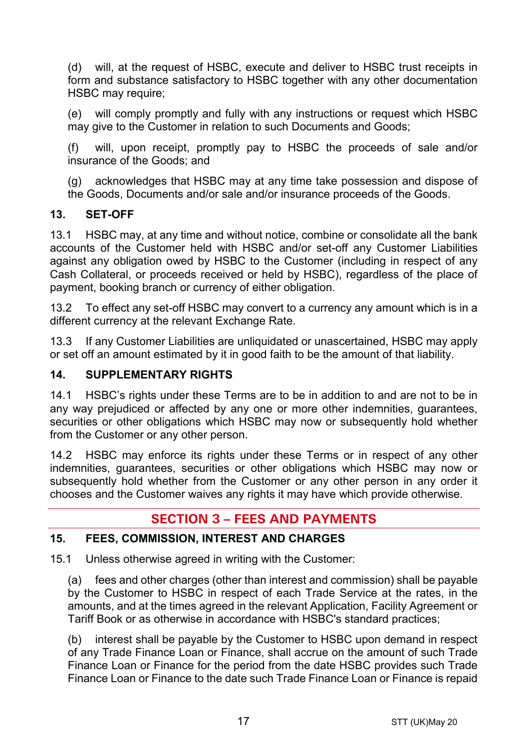(d) will, at the request of HSBC, execute and deliver to HSBC trust receipts in form and substance satisfactory to HSBC together with any other documentation HSBC may require;

(e) will comply promptly and fully with any instructions or request which HSBC may give to the Customer in relation to such Documents and Goods;

(f) will, upon receipt, promptly pay to HSBC the proceeds of sale and/or insurance of the Goods; and

(g) acknowledges that HSBC may at any time take possession and dispose of the Goods, Documents and/or sale and/or insurance proceeds of the Goods.

### 13. SET-OFF

13.1 HSBC may, at any time and without notice, combine or consolidate all the bank accounts of the Customer held with HSBC and/or set-off any Customer Liabilities against any obligation owed by HSBC to the Customer (including in respect of any Cash Collateral, or proceeds received or held by HSBC), regardless of the place of payment, booking branch or currency of either obligation.

13.2 To effect any set-off HSBC may convert to a currency any amount which is in a different currency at the relevant Exchange Rate.

13.3 If any Customer Liabilities are unliquidated or unascertained, HSBC may apply or set off an amount estimated by it in good faith to be the amount of that liability.

### 14. SUPPLEMENTARY RIGHTS

14.1 HSBC's rights under these Terms are to be in addition to and are not to be in any way prejudiced or affected by any one or more other indemnities, guarantees, securities or other obligations which HSBC may now or subsequently hold whether from the Customer or any other person.

14.2 HSBC may enforce its rights under these Terms or in respect of any other indemnities, guarantees, securities or other obligations which HSBC may now or subsequently hold whether from the Customer or any other person in any order it chooses and the Customer waives any rights it may have which provide otherwise.

## SECTION 3 – FEES AND PAYMENTS

### 15. FEES, COMMISSION, INTEREST AND CHARGES

15.1 Unless otherwise agreed in writing with the Customer:

(a) fees and other charges (other than interest and commission) shall be payable by the Customer to HSBC in respect of each Trade Service at the rates, in the amounts, and at the times agreed in the relevant Application, Facility Agreement or Tariff Book or as otherwise in accordance with HSBC's standard practices;

(b) interest shall be payable by the Customer to HSBC upon demand in respect of any Trade Finance Loan or Finance, shall accrue on the amount of such Trade Finance Loan or Finance for the period from the date HSBC provides such Trade Finance Loan or Finance to the date such Trade Finance Loan or Finance is repaid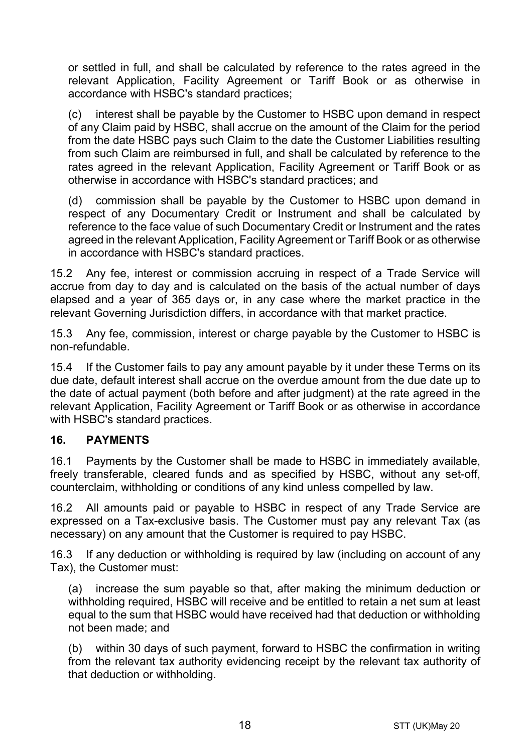or settled in full, and shall be calculated by reference to the rates agreed in the relevant Application, Facility Agreement or Tariff Book or as otherwise in accordance with HSBC's standard practices;

(c) interest shall be payable by the Customer to HSBC upon demand in respect of any Claim paid by HSBC, shall accrue on the amount of the Claim for the period from the date HSBC pays such Claim to the date the Customer Liabilities resulting from such Claim are reimbursed in full, and shall be calculated by reference to the rates agreed in the relevant Application, Facility Agreement or Tariff Book or as otherwise in accordance with HSBC's standard practices; and

(d) commission shall be payable by the Customer to HSBC upon demand in respect of any Documentary Credit or Instrument and shall be calculated by reference to the face value of such Documentary Credit or Instrument and the rates agreed in the relevant Application, Facility Agreement or Tariff Book or as otherwise in accordance with HSBC's standard practices.

15.2 Any fee, interest or commission accruing in respect of a Trade Service will accrue from day to day and is calculated on the basis of the actual number of days elapsed and a year of 365 days or, in any case where the market practice in the relevant Governing Jurisdiction differs, in accordance with that market practice.

15.3 Any fee, commission, interest or charge payable by the Customer to HSBC is non-refundable.

15.4 If the Customer fails to pay any amount payable by it under these Terms on its due date, default interest shall accrue on the overdue amount from the due date up to the date of actual payment (both before and after judgment) at the rate agreed in the relevant Application, Facility Agreement or Tariff Book or as otherwise in accordance with HSBC's standard practices.

## 16. PAYMENTS

16.1 Payments by the Customer shall be made to HSBC in immediately available, freely transferable, cleared funds and as specified by HSBC, without any set-off, counterclaim, withholding or conditions of any kind unless compelled by law.

16.2 All amounts paid or payable to HSBC in respect of any Trade Service are expressed on a Tax-exclusive basis. The Customer must pay any relevant Tax (as necessary) on any amount that the Customer is required to pay HSBC.

16.3 If any deduction or withholding is required by law (including on account of any Tax), the Customer must:

(a) increase the sum payable so that, after making the minimum deduction or withholding required, HSBC will receive and be entitled to retain a net sum at least equal to the sum that HSBC would have received had that deduction or withholding not been made; and

(b) within 30 days of such payment, forward to HSBC the confirmation in writing from the relevant tax authority evidencing receipt by the relevant tax authority of that deduction or withholding.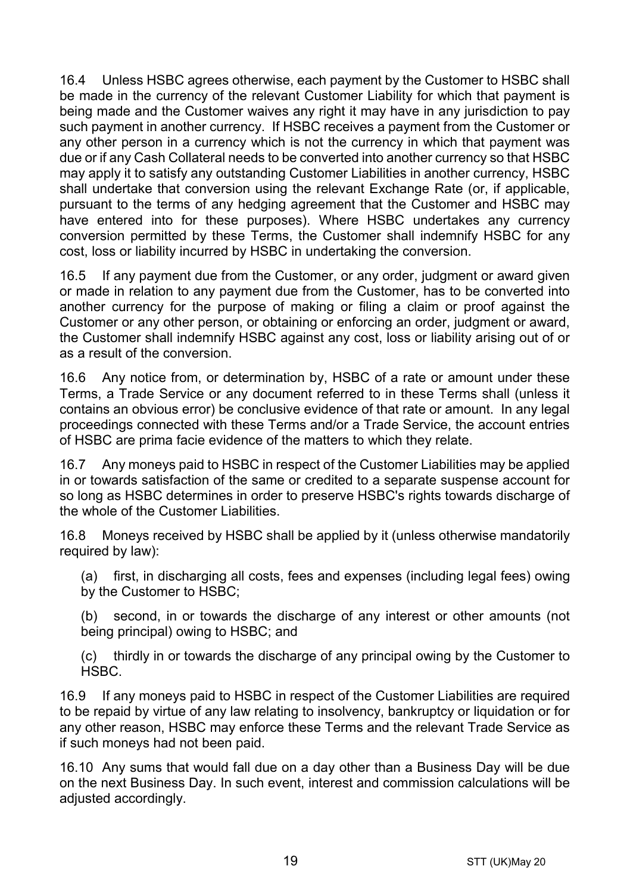16.4 Unless HSBC agrees otherwise, each payment by the Customer to HSBC shall be made in the currency of the relevant Customer Liability for which that payment is being made and the Customer waives any right it may have in any jurisdiction to pay such payment in another currency. If HSBC receives a payment from the Customer or any other person in a currency which is not the currency in which that payment was due or if any Cash Collateral needs to be converted into another currency so that HSBC may apply it to satisfy any outstanding Customer Liabilities in another currency, HSBC shall undertake that conversion using the relevant Exchange Rate (or, if applicable, pursuant to the terms of any hedging agreement that the Customer and HSBC may have entered into for these purposes). Where HSBC undertakes any currency conversion permitted by these Terms, the Customer shall indemnify HSBC for any cost, loss or liability incurred by HSBC in undertaking the conversion.

16.5 If any payment due from the Customer, or any order, judgment or award given or made in relation to any payment due from the Customer, has to be converted into another currency for the purpose of making or filing a claim or proof against the Customer or any other person, or obtaining or enforcing an order, judgment or award, the Customer shall indemnify HSBC against any cost, loss or liability arising out of or as a result of the conversion.

16.6 Any notice from, or determination by, HSBC of a rate or amount under these Terms, a Trade Service or any document referred to in these Terms shall (unless it contains an obvious error) be conclusive evidence of that rate or amount. In any legal proceedings connected with these Terms and/or a Trade Service, the account entries of HSBC are prima facie evidence of the matters to which they relate.

16.7 Any moneys paid to HSBC in respect of the Customer Liabilities may be applied in or towards satisfaction of the same or credited to a separate suspense account for so long as HSBC determines in order to preserve HSBC's rights towards discharge of the whole of the Customer Liabilities.

16.8 Moneys received by HSBC shall be applied by it (unless otherwise mandatorily required by law):

(a) first, in discharging all costs, fees and expenses (including legal fees) owing by the Customer to HSBC;

(b) second, in or towards the discharge of any interest or other amounts (not being principal) owing to HSBC; and

(c) thirdly in or towards the discharge of any principal owing by the Customer to HSBC.

16.9 If any moneys paid to HSBC in respect of the Customer Liabilities are required to be repaid by virtue of any law relating to insolvency, bankruptcy or liquidation or for any other reason, HSBC may enforce these Terms and the relevant Trade Service as if such moneys had not been paid.

16.10 Any sums that would fall due on a day other than a Business Day will be due on the next Business Day. In such event, interest and commission calculations will be adjusted accordingly.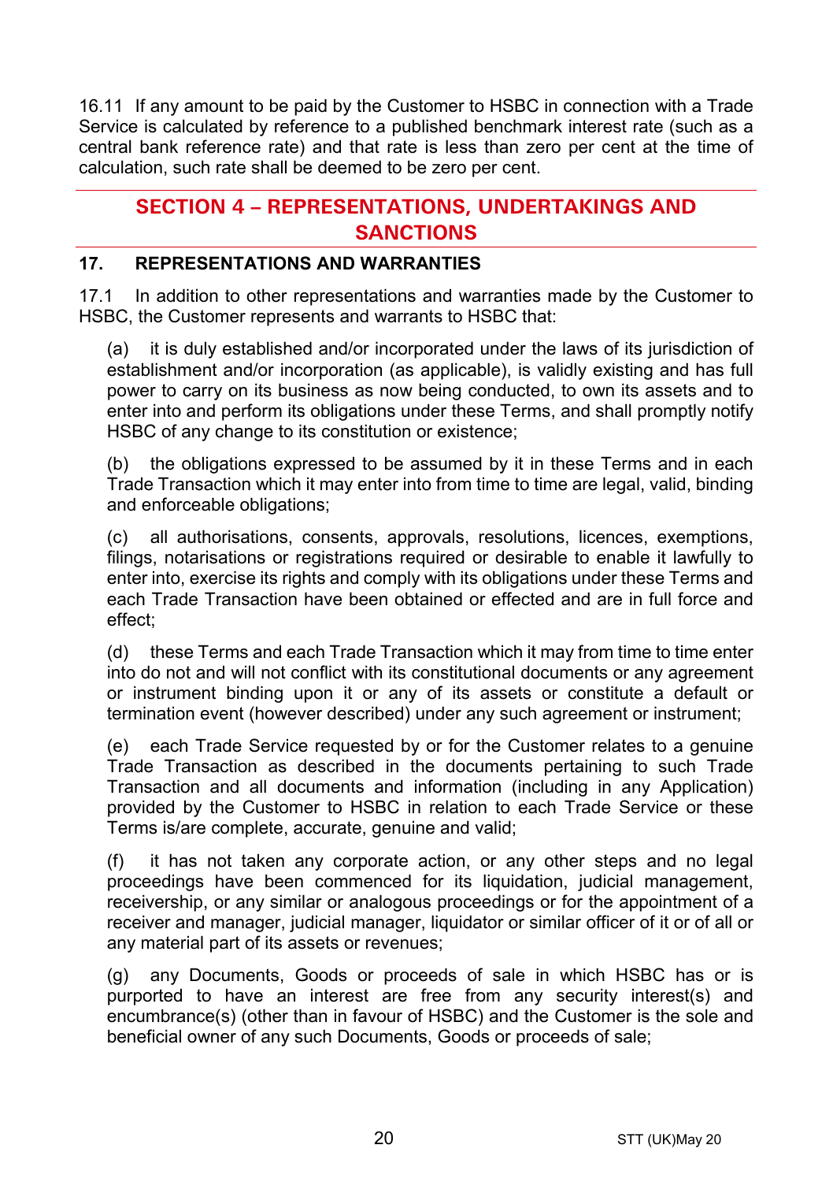16.11 If any amount to be paid by the Customer to HSBC in connection with a Trade Service is calculated by reference to a published benchmark interest rate (such as a central bank reference rate) and that rate is less than zero per cent at the time of calculation, such rate shall be deemed to be zero per cent.

## SECTION 4 – REPRESENTATIONS, UNDERTAKINGS AND SANCTIONS

### 17. REPRESENTATIONS AND WARRANTIES

17.1 In addition to other representations and warranties made by the Customer to HSBC, the Customer represents and warrants to HSBC that:

(a) it is duly established and/or incorporated under the laws of its jurisdiction of establishment and/or incorporation (as applicable), is validly existing and has full power to carry on its business as now being conducted, to own its assets and to enter into and perform its obligations under these Terms, and shall promptly notify HSBC of any change to its constitution or existence;

(b) the obligations expressed to be assumed by it in these Terms and in each Trade Transaction which it may enter into from time to time are legal, valid, binding and enforceable obligations;

(c) all authorisations, consents, approvals, resolutions, licences, exemptions, filings, notarisations or registrations required or desirable to enable it lawfully to enter into, exercise its rights and comply with its obligations under these Terms and each Trade Transaction have been obtained or effected and are in full force and effect;

(d) these Terms and each Trade Transaction which it may from time to time enter into do not and will not conflict with its constitutional documents or any agreement or instrument binding upon it or any of its assets or constitute a default or termination event (however described) under any such agreement or instrument;

(e) each Trade Service requested by or for the Customer relates to a genuine Trade Transaction as described in the documents pertaining to such Trade Transaction and all documents and information (including in any Application) provided by the Customer to HSBC in relation to each Trade Service or these Terms is/are complete, accurate, genuine and valid;

(f) it has not taken any corporate action, or any other steps and no legal proceedings have been commenced for its liquidation, judicial management, receivership, or any similar or analogous proceedings or for the appointment of a receiver and manager, judicial manager, liquidator or similar officer of it or of all or any material part of its assets or revenues;

(g) any Documents, Goods or proceeds of sale in which HSBC has or is purported to have an interest are free from any security interest(s) and encumbrance(s) (other than in favour of HSBC) and the Customer is the sole and beneficial owner of any such Documents, Goods or proceeds of sale;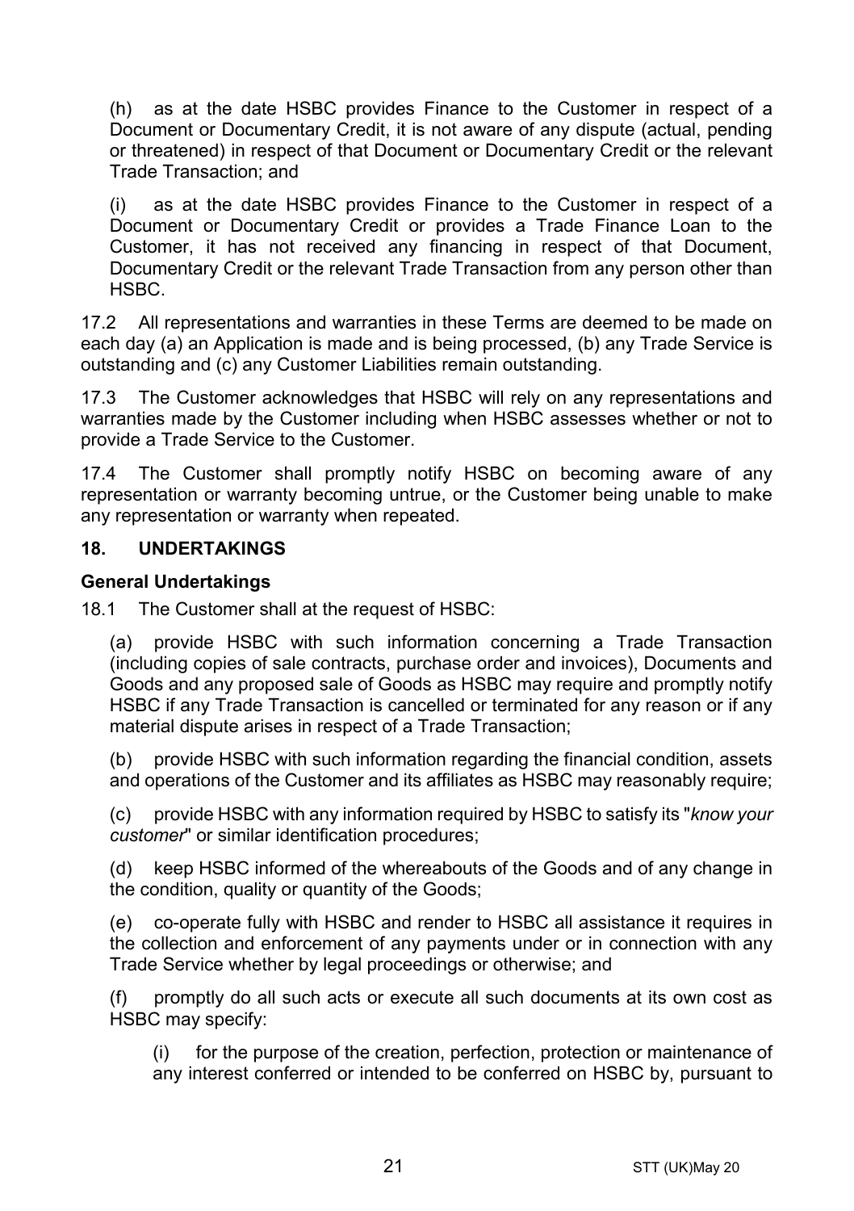(h) as at the date HSBC provides Finance to the Customer in respect of a Document or Documentary Credit, it is not aware of any dispute (actual, pending or threatened) in respect of that Document or Documentary Credit or the relevant Trade Transaction; and

(i) as at the date HSBC provides Finance to the Customer in respect of a Document or Documentary Credit or provides a Trade Finance Loan to the Customer, it has not received any financing in respect of that Document, Documentary Credit or the relevant Trade Transaction from any person other than HSBC.

17.2 All representations and warranties in these Terms are deemed to be made on each day (a) an Application is made and is being processed, (b) any Trade Service is outstanding and (c) any Customer Liabilities remain outstanding.

17.3 The Customer acknowledges that HSBC will rely on any representations and warranties made by the Customer including when HSBC assesses whether or not to provide a Trade Service to the Customer.

17.4 The Customer shall promptly notify HSBC on becoming aware of any representation or warranty becoming untrue, or the Customer being unable to make any representation or warranty when repeated.

## 18. UNDERTAKINGS

### General Undertakings

18.1 The Customer shall at the request of HSBC:

(a) provide HSBC with such information concerning a Trade Transaction (including copies of sale contracts, purchase order and invoices), Documents and Goods and any proposed sale of Goods as HSBC may require and promptly notify HSBC if any Trade Transaction is cancelled or terminated for any reason or if any material dispute arises in respect of a Trade Transaction;

(b) provide HSBC with such information regarding the financial condition, assets and operations of the Customer and its affiliates as HSBC may reasonably require;

(c) provide HSBC with any information required by HSBC to satisfy its "*know your customer*" or similar identification procedures;

(d) keep HSBC informed of the whereabouts of the Goods and of any change in the condition, quality or quantity of the Goods;

(e) co-operate fully with HSBC and render to HSBC all assistance it requires in the collection and enforcement of any payments under or in connection with any Trade Service whether by legal proceedings or otherwise; and

(f) promptly do all such acts or execute all such documents at its own cost as HSBC may specify:

(i) for the purpose of the creation, perfection, protection or maintenance of any interest conferred or intended to be conferred on HSBC by, pursuant to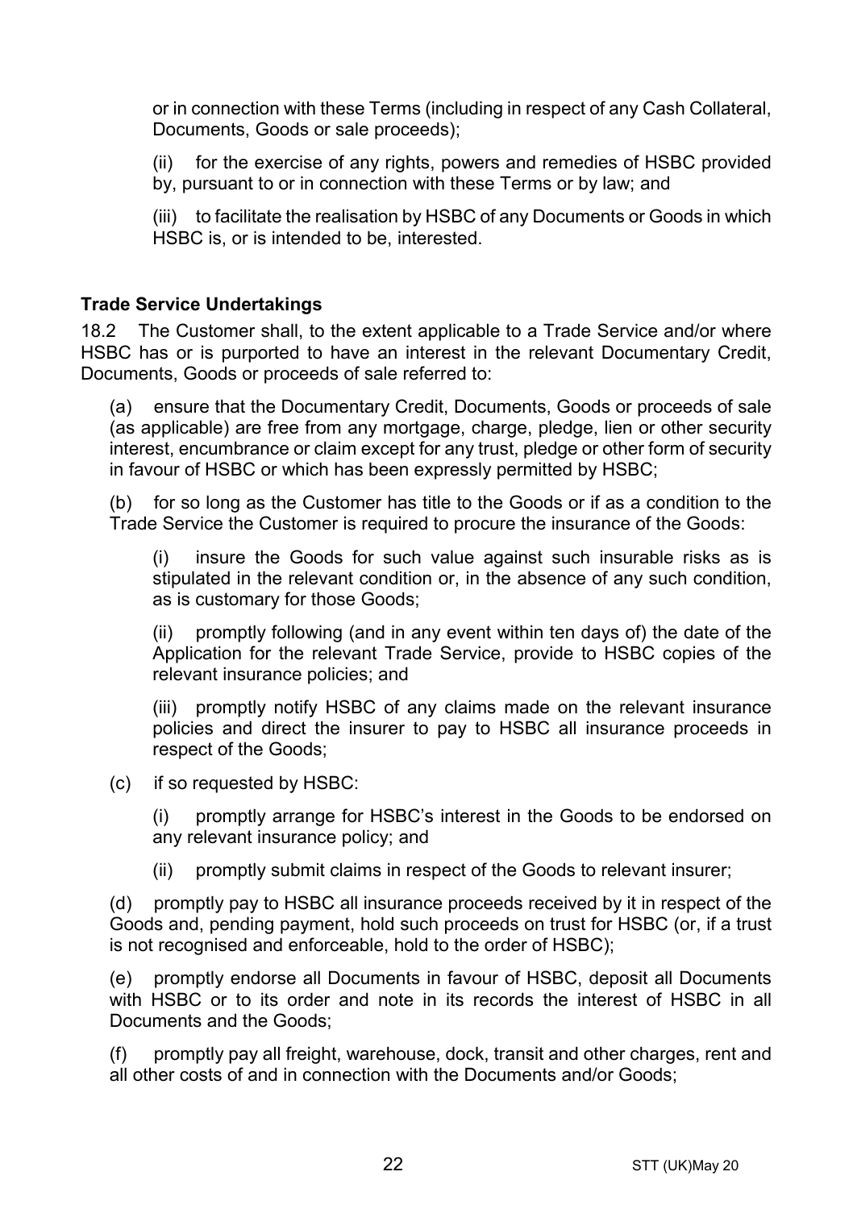or in connection with these Terms (including in respect of any Cash Collateral, Documents, Goods or sale proceeds);

(ii) for the exercise of any rights, powers and remedies of HSBC provided by, pursuant to or in connection with these Terms or by law; and

(iii) to facilitate the realisation by HSBC of any Documents or Goods in which HSBC is, or is intended to be, interested.

**Trade Service Undertakings**

18.2 The Customer shall, to the extent applicable to a Trade Service and/or where HSBC has or is purported to have an interest in the relevant Documentary Credit, Documents, Goods or proceeds of sale referred to:

(a) ensure that the Documentary Credit, Documents, Goods or proceeds of sale (as applicable) are free from any mortgage, charge, pledge, lien or other security interest, encumbrance or claim except for any trust, pledge or other form of security in favour of HSBC or which has been expressly permitted by HSBC;

(b) for so long as the Customer has title to the Goods or if as a condition to the Trade Service the Customer is required to procure the insurance of the Goods:

(i) insure the Goods for such value against such insurable risks as is stipulated in the relevant condition or, in the absence of any such condition, as is customary for those Goods;

(ii) promptly following (and in any event within ten days of) the date of the Application for the relevant Trade Service, provide to HSBC copies of the relevant insurance policies; and

(iii) promptly notify HSBC of any claims made on the relevant insurance policies and direct the insurer to pay to HSBC all insurance proceeds in respect of the Goods;

(c) if so requested by HSBC:

(i) promptly arrange for HSBC's interest in the Goods to be endorsed on any relevant insurance policy; and

(ii) promptly submit claims in respect of the Goods to relevant insurer;

(d) promptly pay to HSBC all insurance proceeds received by it in respect of the Goods and, pending payment, hold such proceeds on trust for HSBC (or, if a trust is not recognised and enforceable, hold to the order of HSBC);

(e) promptly endorse all Documents in favour of HSBC, deposit all Documents with HSBC or to its order and note in its records the interest of HSBC in all Documents and the Goods;

(f) promptly pay all freight, warehouse, dock, transit and other charges, rent and all other costs of and in connection with the Documents and/or Goods;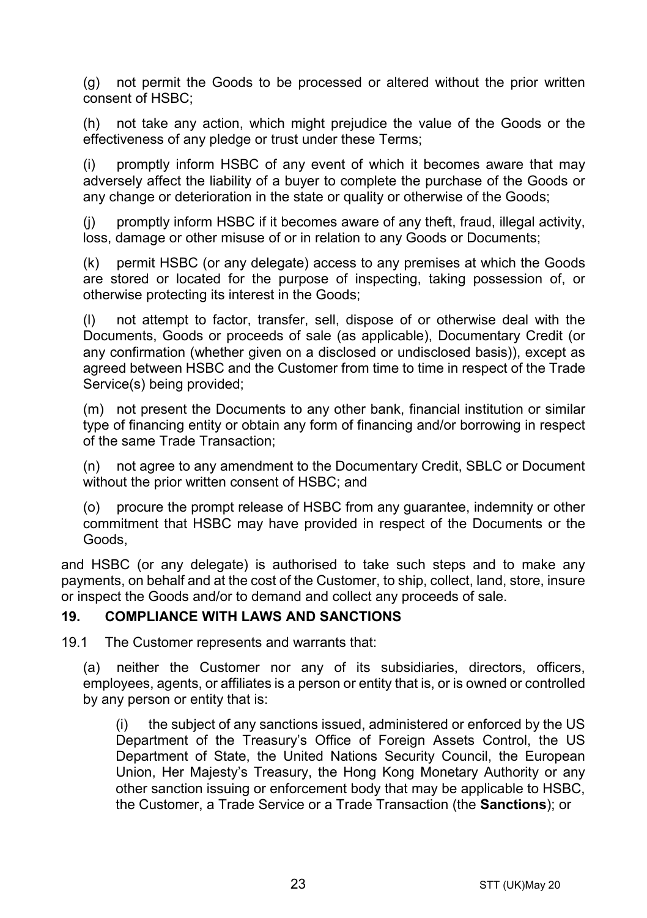(g) not permit the Goods to be processed or altered without the prior written consent of HSBC;

(h) not take any action, which might prejudice the value of the Goods or the effectiveness of any pledge or trust under these Terms;

(i) promptly inform HSBC of any event of which it becomes aware that may adversely affect the liability of a buyer to complete the purchase of the Goods or any change or deterioration in the state or quality or otherwise of the Goods;

(j) promptly inform HSBC if it becomes aware of any theft, fraud, illegal activity, loss, damage or other misuse of or in relation to any Goods or Documents;

(k) permit HSBC (or any delegate) access to any premises at which the Goods are stored or located for the purpose of inspecting, taking possession of, or otherwise protecting its interest in the Goods;

(l) not attempt to factor, transfer, sell, dispose of or otherwise deal with the Documents, Goods or proceeds of sale (as applicable), Documentary Credit (or any confirmation (whether given on a disclosed or undisclosed basis)), except as agreed between HSBC and the Customer from time to time in respect of the Trade Service(s) being provided;

(m) not present the Documents to any other bank, financial institution or similar type of financing entity or obtain any form of financing and/or borrowing in respect of the same Trade Transaction;

(n) not agree to any amendment to the Documentary Credit, SBLC or Document without the prior written consent of HSBC; and

(o) procure the prompt release of HSBC from any guarantee, indemnity or other commitment that HSBC may have provided in respect of the Documents or the Goods,

and HSBC (or any delegate) is authorised to take such steps and to make any payments, on behalf and at the cost of the Customer, to ship, collect, land, store, insure or inspect the Goods and/or to demand and collect any proceeds of sale.

## 19. COMPLIANCE WITH LAWS AND SANCTIONS

19.1 The Customer represents and warrants that:

(a) neither the Customer nor any of its subsidiaries, directors, officers, employees, agents, or affiliates is a person or entity that is, or is owned or controlled by any person or entity that is:

(i) the subject of any sanctions issued, administered or enforced by the US Department of the Treasury's Office of Foreign Assets Control, the US Department of State, the United Nations Security Council, the European Union, Her Majesty's Treasury, the Hong Kong Monetary Authority or any other sanction issuing or enforcement body that may be applicable to HSBC, the Customer, a Trade Service or a Trade Transaction (the **Sanctions**); or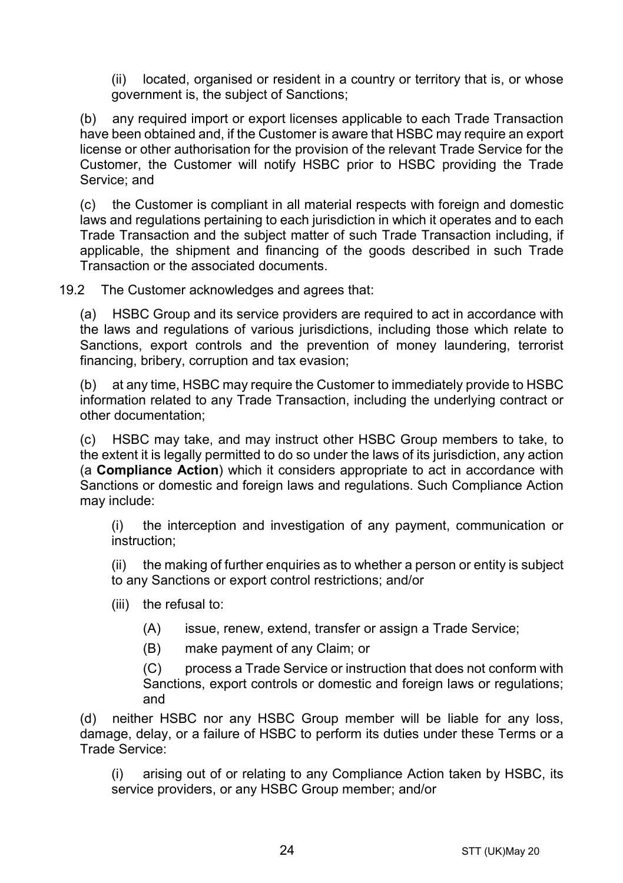(ii) located, organised or resident in a country or territory that is, or whose government is, the subject of Sanctions;

(b) any required import or export licenses applicable to each Trade Transaction have been obtained and, if the Customer is aware that HSBC may require an export license or other authorisation for the provision of the relevant Trade Service for the Customer, the Customer will notify HSBC prior to HSBC providing the Trade Service; and

(c) the Customer is compliant in all material respects with foreign and domestic laws and regulations pertaining to each jurisdiction in which it operates and to each Trade Transaction and the subject matter of such Trade Transaction including, if applicable, the shipment and financing of the goods described in such Trade Transaction or the associated documents.

19.2 The Customer acknowledges and agrees that:

(a) HSBC Group and its service providers are required to act in accordance with the laws and regulations of various jurisdictions, including those which relate to Sanctions, export controls and the prevention of money laundering, terrorist financing, bribery, corruption and tax evasion;

(b) at any time, HSBC may require the Customer to immediately provide to HSBC information related to any Trade Transaction, including the underlying contract or other documentation;

(c) HSBC may take, and may instruct other HSBC Group members to take, to the extent it is legally permitted to do so under the laws of its jurisdiction, any action (a **Compliance Action**) which it considers appropriate to act in accordance with Sanctions or domestic and foreign laws and regulations. Such Compliance Action may include:

(i) the interception and investigation of any payment, communication or instruction;

(ii) the making of further enquiries as to whether a person or entity is subject to any Sanctions or export control restrictions; and/or

(iii) the refusal to:

(A) issue, renew, extend, transfer or assign a Trade Service;

(B) make payment of any Claim; or

(C) process a Trade Service or instruction that does not conform with Sanctions, export controls or domestic and foreign laws or regulations; and

(d) neither HSBC nor any HSBC Group member will be liable for any loss, damage, delay, or a failure of HSBC to perform its duties under these Terms or a Trade Service:

(i) arising out of or relating to any Compliance Action taken by HSBC, its service providers, or any HSBC Group member; and/or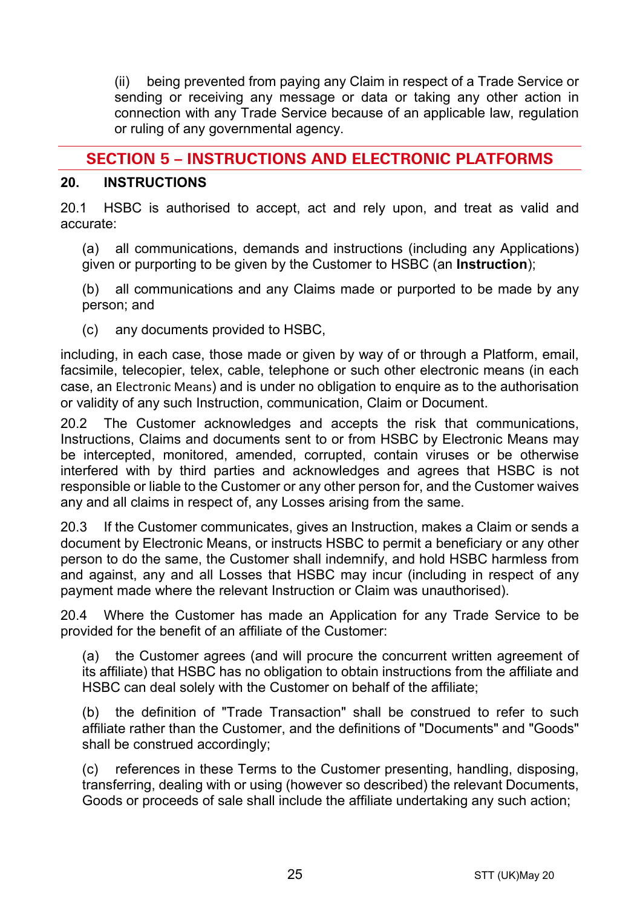(ii) being prevented from paying any Claim in respect of a Trade Service or sending or receiving any message or data or taking any other action in connection with any Trade Service because of an applicable law, regulation or ruling of any governmental agency.

## SECTION 5 – INSTRUCTIONS AND ELECTRONIC PLATFORMS

### 20. INSTRUCTIONS

20.1 HSBC is authorised to accept, act and rely upon, and treat as valid and accurate:

(a) all communications, demands and instructions (including any Applications) given or purporting to be given by the Customer to HSBC (an **Instruction**);

(b) all communications and any Claims made or purported to be made by any person; and

(c) any documents provided to HSBC,

including, in each case, those made or given by way of or through a Platform, email, facsimile, telecopier, telex, cable, telephone or such other electronic means (in each case, an Electronic Means) and is under no obligation to enquire as to the authorisation or validity of any such Instruction, communication, Claim or Document.

20.2 The Customer acknowledges and accepts the risk that communications, Instructions, Claims and documents sent to or from HSBC by Electronic Means may be intercepted, monitored, amended, corrupted, contain viruses or be otherwise interfered with by third parties and acknowledges and agrees that HSBC is not responsible or liable to the Customer or any other person for, and the Customer waives any and all claims in respect of, any Losses arising from the same.

20.3 If the Customer communicates, gives an Instruction, makes a Claim or sends a document by Electronic Means, or instructs HSBC to permit a beneficiary or any other person to do the same, the Customer shall indemnify, and hold HSBC harmless from and against, any and all Losses that HSBC may incur (including in respect of any payment made where the relevant Instruction or Claim was unauthorised).

20.4 Where the Customer has made an Application for any Trade Service to be provided for the benefit of an affiliate of the Customer:

(a) the Customer agrees (and will procure the concurrent written agreement of its affiliate) that HSBC has no obligation to obtain instructions from the affiliate and HSBC can deal solely with the Customer on behalf of the affiliate;

(b) the definition of "Trade Transaction" shall be construed to refer to such affiliate rather than the Customer, and the definitions of "Documents" and "Goods" shall be construed accordingly;

(c) references in these Terms to the Customer presenting, handling, disposing, transferring, dealing with or using (however so described) the relevant Documents, Goods or proceeds of sale shall include the affiliate undertaking any such action;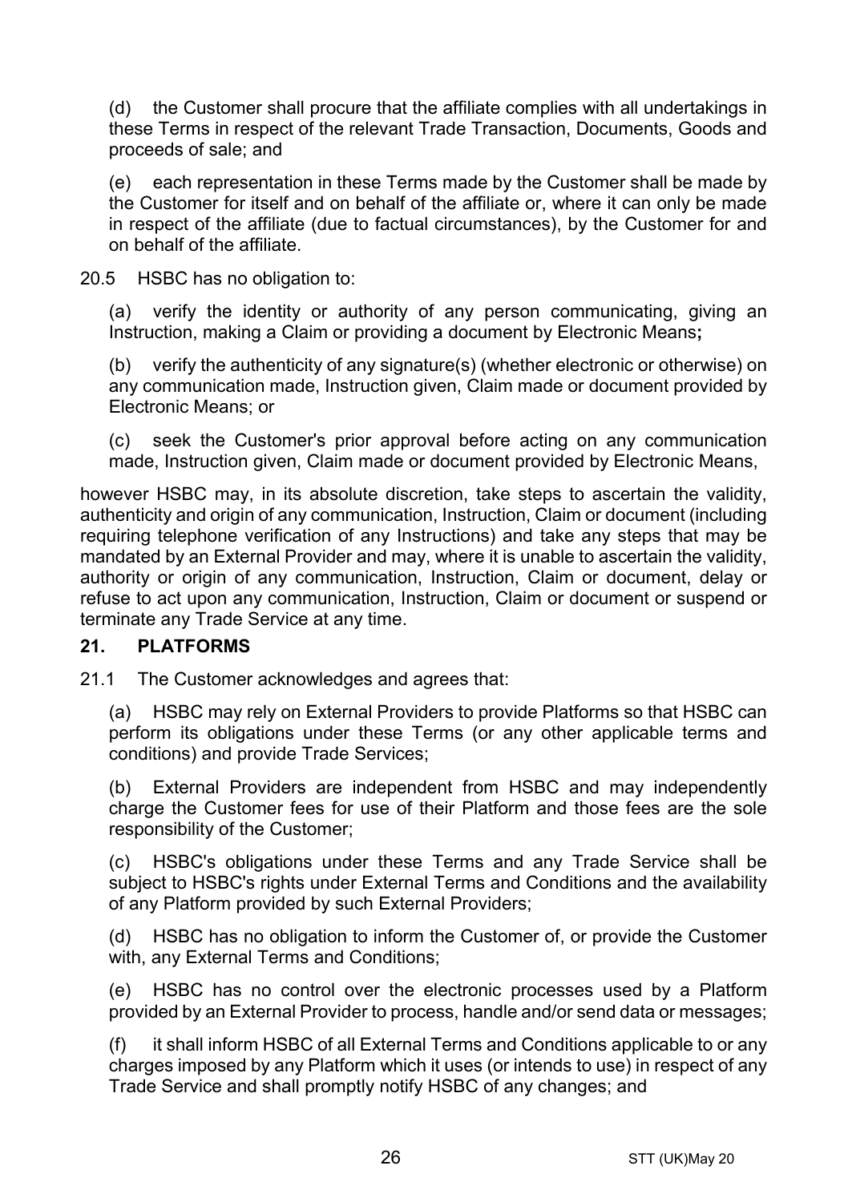(d) the Customer shall procure that the affiliate complies with all undertakings in these Terms in respect of the relevant Trade Transaction, Documents, Goods and proceeds of sale; and

(e) each representation in these Terms made by the Customer shall be made by the Customer for itself and on behalf of the affiliate or, where it can only be made in respect of the affiliate (due to factual circumstances), by the Customer for and on behalf of the affiliate.

20.5 HSBC has no obligation to:

(a) verify the identity or authority of any person communicating, giving an Instruction, making a Claim or providing a document by Electronic Means**;**

(b) verify the authenticity of any signature(s) (whether electronic or otherwise) on any communication made, Instruction given, Claim made or document provided by Electronic Means; or

(c) seek the Customer's prior approval before acting on any communication made, Instruction given, Claim made or document provided by Electronic Means,

however HSBC may, in its absolute discretion, take steps to ascertain the validity, authenticity and origin of any communication, Instruction, Claim or document (including requiring telephone verification of any Instructions) and take any steps that may be mandated by an External Provider and may, where it is unable to ascertain the validity, authority or origin of any communication, Instruction, Claim or document, delay or refuse to act upon any communication, Instruction, Claim or document or suspend or terminate any Trade Service at any time.

## 21. PLATFORMS

21.1 The Customer acknowledges and agrees that:

(a) HSBC may rely on External Providers to provide Platforms so that HSBC can perform its obligations under these Terms (or any other applicable terms and conditions) and provide Trade Services;

(b) External Providers are independent from HSBC and may independently charge the Customer fees for use of their Platform and those fees are the sole responsibility of the Customer;

(c) HSBC's obligations under these Terms and any Trade Service shall be subject to HSBC's rights under External Terms and Conditions and the availability of any Platform provided by such External Providers;

(d) HSBC has no obligation to inform the Customer of, or provide the Customer with, any External Terms and Conditions;

(e) HSBC has no control over the electronic processes used by a Platform provided by an External Provider to process, handle and/or send data or messages;

(f) it shall inform HSBC of all External Terms and Conditions applicable to or any charges imposed by any Platform which it uses (or intends to use) in respect of any Trade Service and shall promptly notify HSBC of any changes; and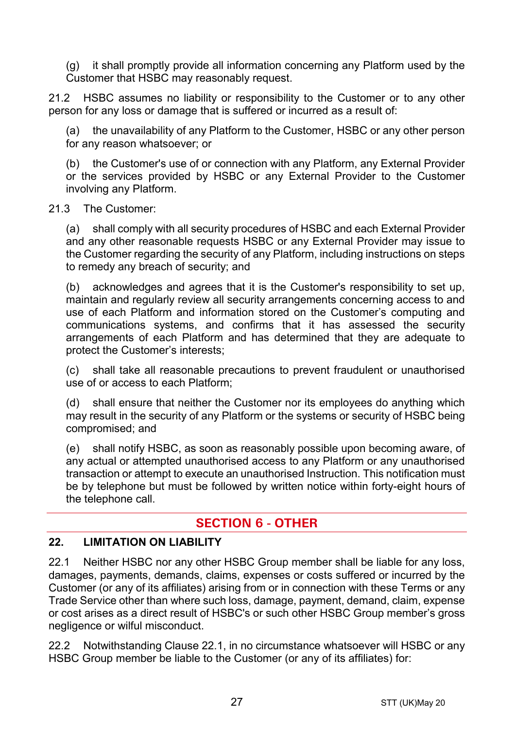(g) it shall promptly provide all information concerning any Platform used by the Customer that HSBC may reasonably request.

21.2 HSBC assumes no liability or responsibility to the Customer or to any other person for any loss or damage that is suffered or incurred as a result of:

(a) the unavailability of any Platform to the Customer, HSBC or any other person for any reason whatsoever; or

(b) the Customer's use of or connection with any Platform, any External Provider or the services provided by HSBC or any External Provider to the Customer involving any Platform.

21.3 The Customer:

(a) shall comply with all security procedures of HSBC and each External Provider and any other reasonable requests HSBC or any External Provider may issue to the Customer regarding the security of any Platform, including instructions on steps to remedy any breach of security; and

(b) acknowledges and agrees that it is the Customer's responsibility to set up, maintain and regularly review all security arrangements concerning access to and use of each Platform and information stored on the Customer's computing and communications systems, and confirms that it has assessed the security arrangements of each Platform and has determined that they are adequate to protect the Customer's interests;

(c) shall take all reasonable precautions to prevent fraudulent or unauthorised use of or access to each Platform;

(d) shall ensure that neither the Customer nor its employees do anything which may result in the security of any Platform or the systems or security of HSBC being compromised; and

(e) shall notify HSBC, as soon as reasonably possible upon becoming aware, of any actual or attempted unauthorised access to any Platform or any unauthorised transaction or attempt to execute an unauthorised Instruction. This notification must be by telephone but must be followed by written notice within forty-eight hours of the telephone call.

## SECTION 6 - OTHER

### 22. LIMITATION ON LIABILITY

22.1 Neither HSBC nor any other HSBC Group member shall be liable for any loss, damages, payments, demands, claims, expenses or costs suffered or incurred by the Customer (or any of its affiliates) arising from or in connection with these Terms or any Trade Service other than where such loss, damage, payment, demand, claim, expense or cost arises as a direct result of HSBC's or such other HSBC Group member's gross negligence or wilful misconduct.

22.2 Notwithstanding Clause 22.1, in no circumstance whatsoever will HSBC or any HSBC Group member be liable to the Customer (or any of its affiliates) for: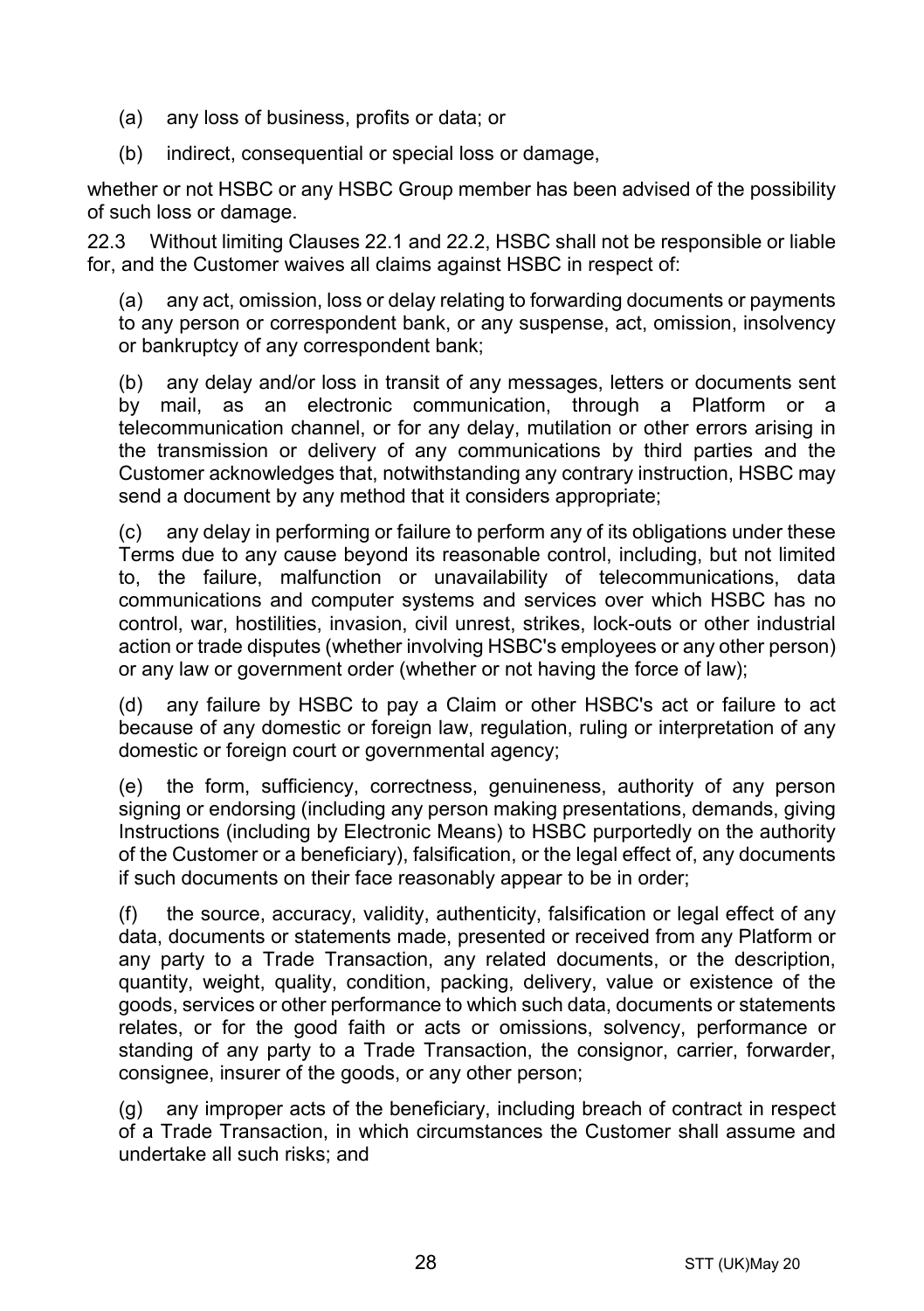(a) any loss of business, profits or data; or

(b) indirect, consequential or special loss or damage,

whether or not HSBC or any HSBC Group member has been advised of the possibility of such loss or damage.

22.3 Without limiting Clauses 22.1 and 22.2, HSBC shall not be responsible or liable for, and the Customer waives all claims against HSBC in respect of:

(a) any act, omission, loss or delay relating to forwarding documents or payments to any person or correspondent bank, or any suspense, act, omission, insolvency or bankruptcy of any correspondent bank;

(b) any delay and/or loss in transit of any messages, letters or documents sent by mail, as an electronic communication, through a Platform or a telecommunication channel, or for any delay, mutilation or other errors arising in the transmission or delivery of any communications by third parties and the Customer acknowledges that, notwithstanding any contrary instruction, HSBC may send a document by any method that it considers appropriate;

(c) any delay in performing or failure to perform any of its obligations under these Terms due to any cause beyond its reasonable control, including, but not limited to, the failure, malfunction or unavailability of telecommunications, data communications and computer systems and services over which HSBC has no control, war, hostilities, invasion, civil unrest, strikes, lock-outs or other industrial action or trade disputes (whether involving HSBC's employees or any other person) or any law or government order (whether or not having the force of law);

(d) any failure by HSBC to pay a Claim or other HSBC's act or failure to act because of any domestic or foreign law, regulation, ruling or interpretation of any domestic or foreign court or governmental agency;

(e) the form, sufficiency, correctness, genuineness, authority of any person signing or endorsing (including any person making presentations, demands, giving Instructions (including by Electronic Means) to HSBC purportedly on the authority of the Customer or a beneficiary), falsification, or the legal effect of, any documents if such documents on their face reasonably appear to be in order;

(f) the source, accuracy, validity, authenticity, falsification or legal effect of any data, documents or statements made, presented or received from any Platform or any party to a Trade Transaction, any related documents, or the description, quantity, weight, quality, condition, packing, delivery, value or existence of the goods, services or other performance to which such data, documents or statements relates, or for the good faith or acts or omissions, solvency, performance or standing of any party to a Trade Transaction, the consignor, carrier, forwarder, consignee, insurer of the goods, or any other person;

(g) any improper acts of the beneficiary, including breach of contract in respect of a Trade Transaction, in which circumstances the Customer shall assume and undertake all such risks; and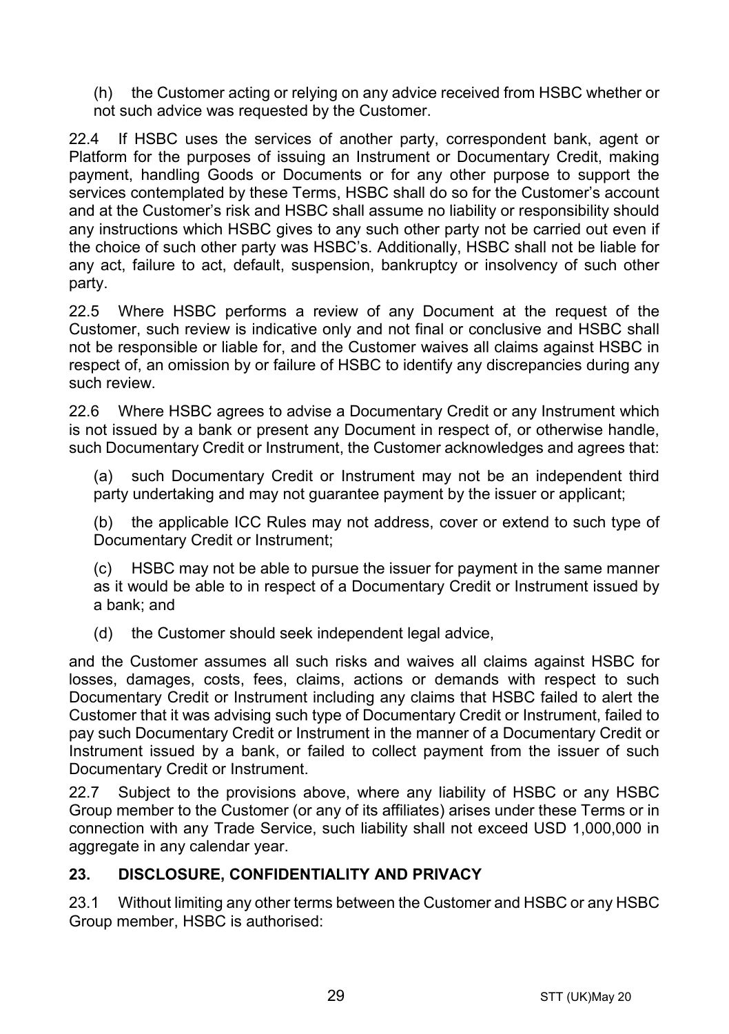(h) the Customer acting or relying on any advice received from HSBC whether or not such advice was requested by the Customer.

22.4 If HSBC uses the services of another party, correspondent bank, agent or Platform for the purposes of issuing an Instrument or Documentary Credit, making payment, handling Goods or Documents or for any other purpose to support the services contemplated by these Terms, HSBC shall do so for the Customer's account and at the Customer's risk and HSBC shall assume no liability or responsibility should any instructions which HSBC gives to any such other party not be carried out even if the choice of such other party was HSBC's. Additionally, HSBC shall not be liable for any act, failure to act, default, suspension, bankruptcy or insolvency of such other party.

22.5 Where HSBC performs a review of any Document at the request of the Customer, such review is indicative only and not final or conclusive and HSBC shall not be responsible or liable for, and the Customer waives all claims against HSBC in respect of, an omission by or failure of HSBC to identify any discrepancies during any such review.

22.6 Where HSBC agrees to advise a Documentary Credit or any Instrument which is not issued by a bank or present any Document in respect of, or otherwise handle, such Documentary Credit or Instrument, the Customer acknowledges and agrees that:

(a) such Documentary Credit or Instrument may not be an independent third party undertaking and may not guarantee payment by the issuer or applicant;

(b) the applicable ICC Rules may not address, cover or extend to such type of Documentary Credit or Instrument;

(c) HSBC may not be able to pursue the issuer for payment in the same manner as it would be able to in respect of a Documentary Credit or Instrument issued by a bank; and

(d) the Customer should seek independent legal advice,

and the Customer assumes all such risks and waives all claims against HSBC for losses, damages, costs, fees, claims, actions or demands with respect to such Documentary Credit or Instrument including any claims that HSBC failed to alert the Customer that it was advising such type of Documentary Credit or Instrument, failed to pay such Documentary Credit or Instrument in the manner of a Documentary Credit or Instrument issued by a bank, or failed to collect payment from the issuer of such Documentary Credit or Instrument.

22.7 Subject to the provisions above, where any liability of HSBC or any HSBC Group member to the Customer (or any of its affiliates) arises under these Terms or in connection with any Trade Service, such liability shall not exceed USD 1,000,000 in aggregate in any calendar year.

## 23. DISCLOSURE, CONFIDENTIALITY AND PRIVACY

23.1 Without limiting any other terms between the Customer and HSBC or any HSBC Group member, HSBC is authorised: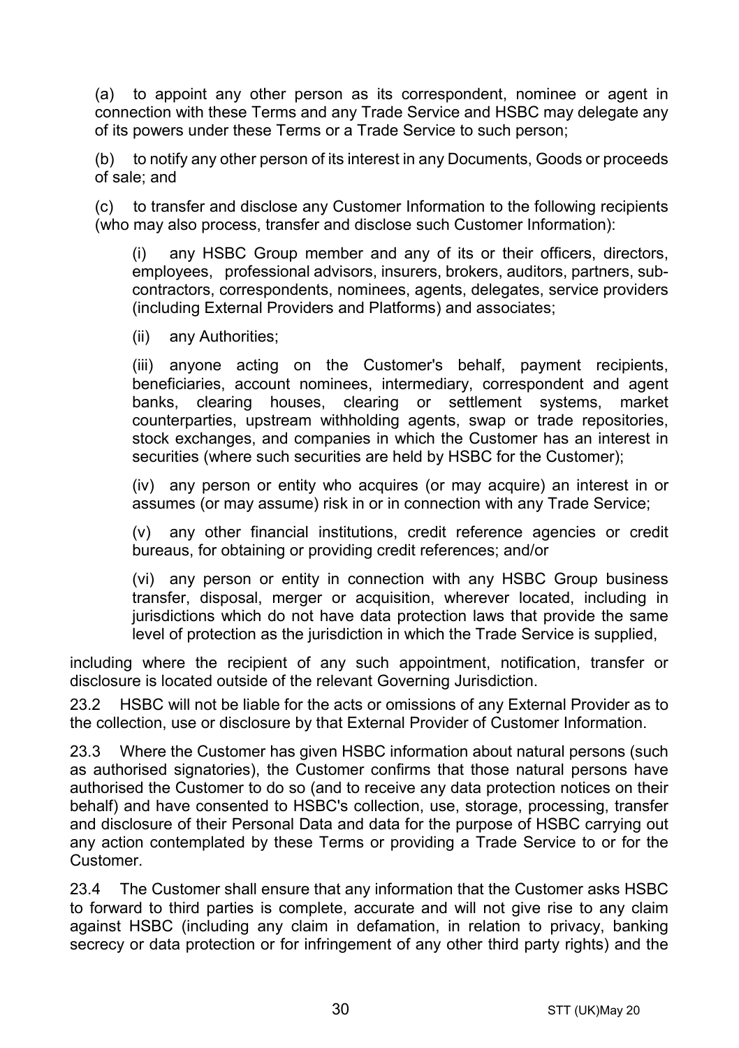(a) to appoint any other person as its correspondent, nominee or agent in connection with these Terms and any Trade Service and HSBC may delegate any of its powers under these Terms or a Trade Service to such person;

(b) to notify any other person of its interest in any Documents, Goods or proceeds of sale; and

(c) to transfer and disclose any Customer Information to the following recipients (who may also process, transfer and disclose such Customer Information):

> (i) any HSBC Group member and any of its or their officers, directors, employees, professional advisors, insurers, brokers, auditors, partners, sub-contractors, correspondents, nominees, agents, delegates, service providers (including External Providers and Platforms) and associates;
>
> (ii) any Authorities;
>
> (iii) anyone acting on the Customer's behalf, payment recipients, beneficiaries, account nominees, intermediary, correspondent and agent banks, clearing houses, clearing or settlement systems, market counterparties, upstream withholding agents, swap or trade repositories, stock exchanges, and companies in which the Customer has an interest in securities (where such securities are held by HSBC for the Customer);
>
> (iv) any person or entity who acquires (or may acquire) an interest in or assumes (or may assume) risk in or in connection with any Trade Service;
>
> (v) any other financial institutions, credit reference agencies or credit bureaus, for obtaining or providing credit references; and/or
>
> (vi) any person or entity in connection with any HSBC Group business transfer, disposal, merger or acquisition, wherever located, including in jurisdictions which do not have data protection laws that provide the same level of protection as the jurisdiction in which the Trade Service is supplied,

including where the recipient of any such appointment, notification, transfer or disclosure is located outside of the relevant Governing Jurisdiction.

23.2 HSBC will not be liable for the acts or omissions of any External Provider as to the collection, use or disclosure by that External Provider of Customer Information.

23.3 Where the Customer has given HSBC information about natural persons (such as authorised signatories), the Customer confirms that those natural persons have authorised the Customer to do so (and to receive any data protection notices on their behalf) and have consented to HSBC's collection, use, storage, processing, transfer and disclosure of their Personal Data and data for the purpose of HSBC carrying out any action contemplated by these Terms or providing a Trade Service to or for the Customer.

23.4 The Customer shall ensure that any information that the Customer asks HSBC to forward to third parties is complete, accurate and will not give rise to any claim against HSBC (including any claim in defamation, in relation to privacy, banking secrecy or data protection or for infringement of any other third party rights) and the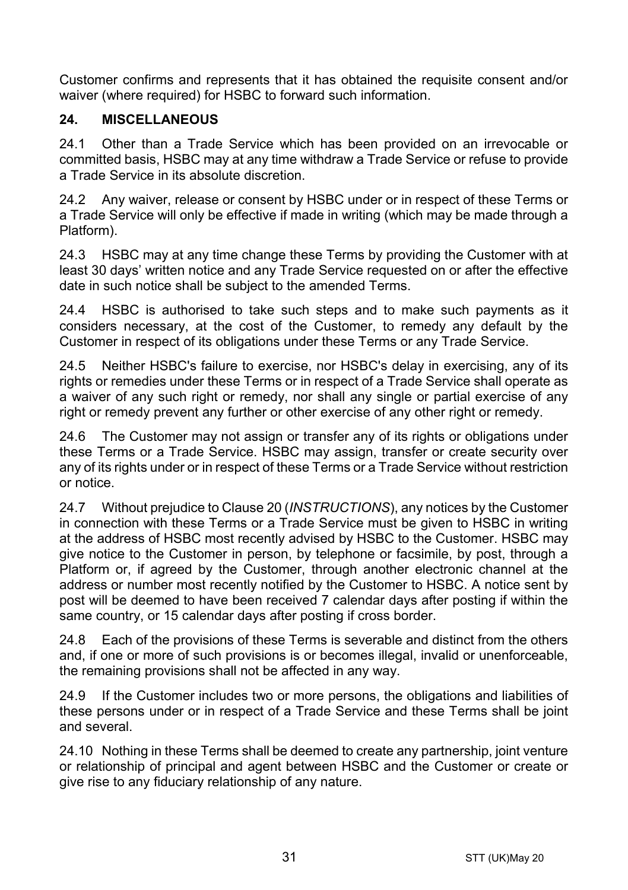Customer confirms and represents that it has obtained the requisite consent and/or waiver (where required) for HSBC to forward such information.

## 24. MISCELLANEOUS

24.1 Other than a Trade Service which has been provided on an irrevocable or committed basis, HSBC may at any time withdraw a Trade Service or refuse to provide a Trade Service in its absolute discretion.

24.2 Any waiver, release or consent by HSBC under or in respect of these Terms or a Trade Service will only be effective if made in writing (which may be made through a Platform).

24.3 HSBC may at any time change these Terms by providing the Customer with at least 30 days' written notice and any Trade Service requested on or after the effective date in such notice shall be subject to the amended Terms.

24.4 HSBC is authorised to take such steps and to make such payments as it considers necessary, at the cost of the Customer, to remedy any default by the Customer in respect of its obligations under these Terms or any Trade Service.

24.5 Neither HSBC's failure to exercise, nor HSBC's delay in exercising, any of its rights or remedies under these Terms or in respect of a Trade Service shall operate as a waiver of any such right or remedy, nor shall any single or partial exercise of any right or remedy prevent any further or other exercise of any other right or remedy.

24.6 The Customer may not assign or transfer any of its rights or obligations under these Terms or a Trade Service. HSBC may assign, transfer or create security over any of its rights under or in respect of these Terms or a Trade Service without restriction or notice.

24.7 Without prejudice to Clause 20 (*INSTRUCTIONS*), any notices by the Customer in connection with these Terms or a Trade Service must be given to HSBC in writing at the address of HSBC most recently advised by HSBC to the Customer. HSBC may give notice to the Customer in person, by telephone or facsimile, by post, through a Platform or, if agreed by the Customer, through another electronic channel at the address or number most recently notified by the Customer to HSBC. A notice sent by post will be deemed to have been received 7 calendar days after posting if within the same country, or 15 calendar days after posting if cross border.

24.8 Each of the provisions of these Terms is severable and distinct from the others and, if one or more of such provisions is or becomes illegal, invalid or unenforceable, the remaining provisions shall not be affected in any way.

24.9 If the Customer includes two or more persons, the obligations and liabilities of these persons under or in respect of a Trade Service and these Terms shall be joint and several.

24.10 Nothing in these Terms shall be deemed to create any partnership, joint venture or relationship of principal and agent between HSBC and the Customer or create or give rise to any fiduciary relationship of any nature.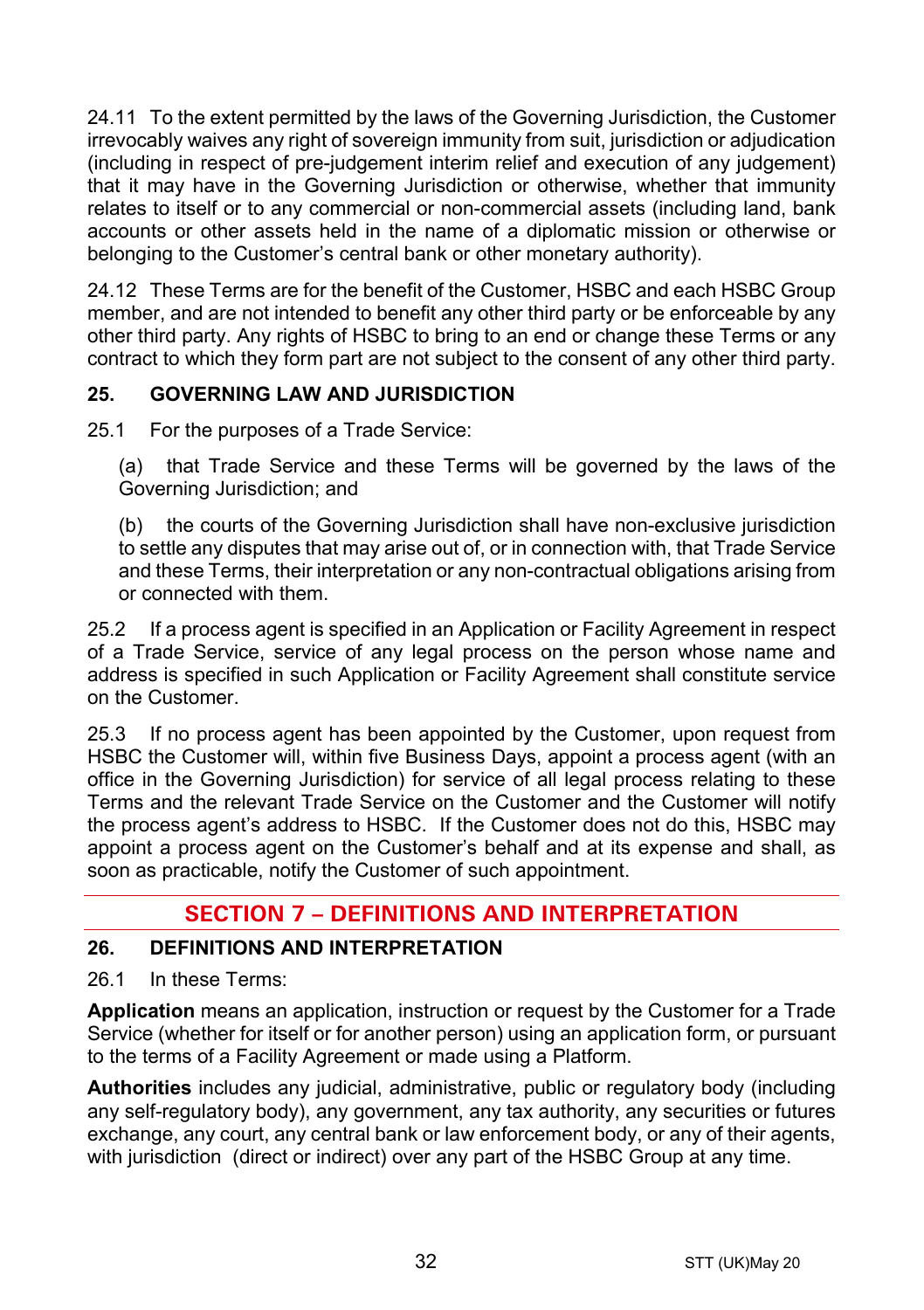24.11 To the extent permitted by the laws of the Governing Jurisdiction, the Customer irrevocably waives any right of sovereign immunity from suit, jurisdiction or adjudication (including in respect of pre-judgement interim relief and execution of any judgement) that it may have in the Governing Jurisdiction or otherwise, whether that immunity relates to itself or to any commercial or non-commercial assets (including land, bank accounts or other assets held in the name of a diplomatic mission or otherwise or belonging to the Customer's central bank or other monetary authority).

24.12 These Terms are for the benefit of the Customer, HSBC and each HSBC Group member, and are not intended to benefit any other third party or be enforceable by any other third party. Any rights of HSBC to bring to an end or change these Terms or any contract to which they form part are not subject to the consent of any other third party.

### 25. GOVERNING LAW AND JURISDICTION

25.1 For the purposes of a Trade Service:

(a) that Trade Service and these Terms will be governed by the laws of the Governing Jurisdiction; and

(b) the courts of the Governing Jurisdiction shall have non-exclusive jurisdiction to settle any disputes that may arise out of, or in connection with, that Trade Service and these Terms, their interpretation or any non-contractual obligations arising from or connected with them.

25.2 If a process agent is specified in an Application or Facility Agreement in respect of a Trade Service, service of any legal process on the person whose name and address is specified in such Application or Facility Agreement shall constitute service on the Customer.

25.3 If no process agent has been appointed by the Customer, upon request from HSBC the Customer will, within five Business Days, appoint a process agent (with an office in the Governing Jurisdiction) for service of all legal process relating to these Terms and the relevant Trade Service on the Customer and the Customer will notify the process agent's address to HSBC. If the Customer does not do this, HSBC may appoint a process agent on the Customer's behalf and at its expense and shall, as soon as practicable, notify the Customer of such appointment.

## SECTION 7 – DEFINITIONS AND INTERPRETATION

### 26. DEFINITIONS AND INTERPRETATION

26.1 In these Terms:

**Application** means an application, instruction or request by the Customer for a Trade Service (whether for itself or for another person) using an application form, or pursuant to the terms of a Facility Agreement or made using a Platform.

**Authorities** includes any judicial, administrative, public or regulatory body (including any self-regulatory body), any government, any tax authority, any securities or futures exchange, any court, any central bank or law enforcement body, or any of their agents, with jurisdiction (direct or indirect) over any part of the HSBC Group at any time.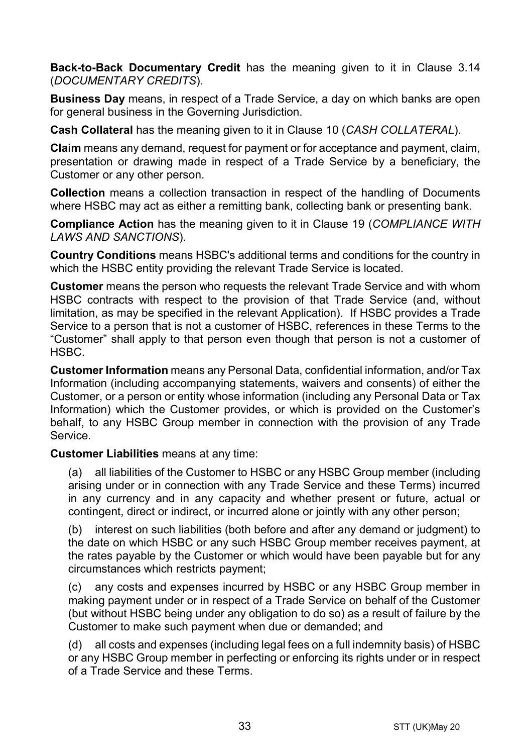**Back-to-Back Documentary Credit** has the meaning given to it in Clause 3.14 (*DOCUMENTARY CREDITS*).

**Business Day** means, in respect of a Trade Service, a day on which banks are open for general business in the Governing Jurisdiction.

**Cash Collateral** has the meaning given to it in Clause 10 (*CASH COLLATERAL*).

**Claim** means any demand, request for payment or for acceptance and payment, claim, presentation or drawing made in respect of a Trade Service by a beneficiary, the Customer or any other person.

**Collection** means a collection transaction in respect of the handling of Documents where HSBC may act as either a remitting bank, collecting bank or presenting bank.

**Compliance Action** has the meaning given to it in Clause 19 (*COMPLIANCE WITH LAWS AND SANCTIONS*).

**Country Conditions** means HSBC's additional terms and conditions for the country in which the HSBC entity providing the relevant Trade Service is located.

**Customer** means the person who requests the relevant Trade Service and with whom HSBC contracts with respect to the provision of that Trade Service (and, without limitation, as may be specified in the relevant Application). If HSBC provides a Trade Service to a person that is not a customer of HSBC, references in these Terms to the "Customer" shall apply to that person even though that person is not a customer of HSBC.

**Customer Information** means any Personal Data, confidential information, and/or Tax Information (including accompanying statements, waivers and consents) of either the Customer, or a person or entity whose information (including any Personal Data or Tax Information) which the Customer provides, or which is provided on the Customer's behalf, to any HSBC Group member in connection with the provision of any Trade Service.

**Customer Liabilities** means at any time:

(a) all liabilities of the Customer to HSBC or any HSBC Group member (including arising under or in connection with any Trade Service and these Terms) incurred in any currency and in any capacity and whether present or future, actual or contingent, direct or indirect, or incurred alone or jointly with any other person;

(b) interest on such liabilities (both before and after any demand or judgment) to the date on which HSBC or any such HSBC Group member receives payment, at the rates payable by the Customer or which would have been payable but for any circumstances which restricts payment;

(c) any costs and expenses incurred by HSBC or any HSBC Group member in making payment under or in respect of a Trade Service on behalf of the Customer (but without HSBC being under any obligation to do so) as a result of failure by the Customer to make such payment when due or demanded; and

(d) all costs and expenses (including legal fees on a full indemnity basis) of HSBC or any HSBC Group member in perfecting or enforcing its rights under or in respect of a Trade Service and these Terms.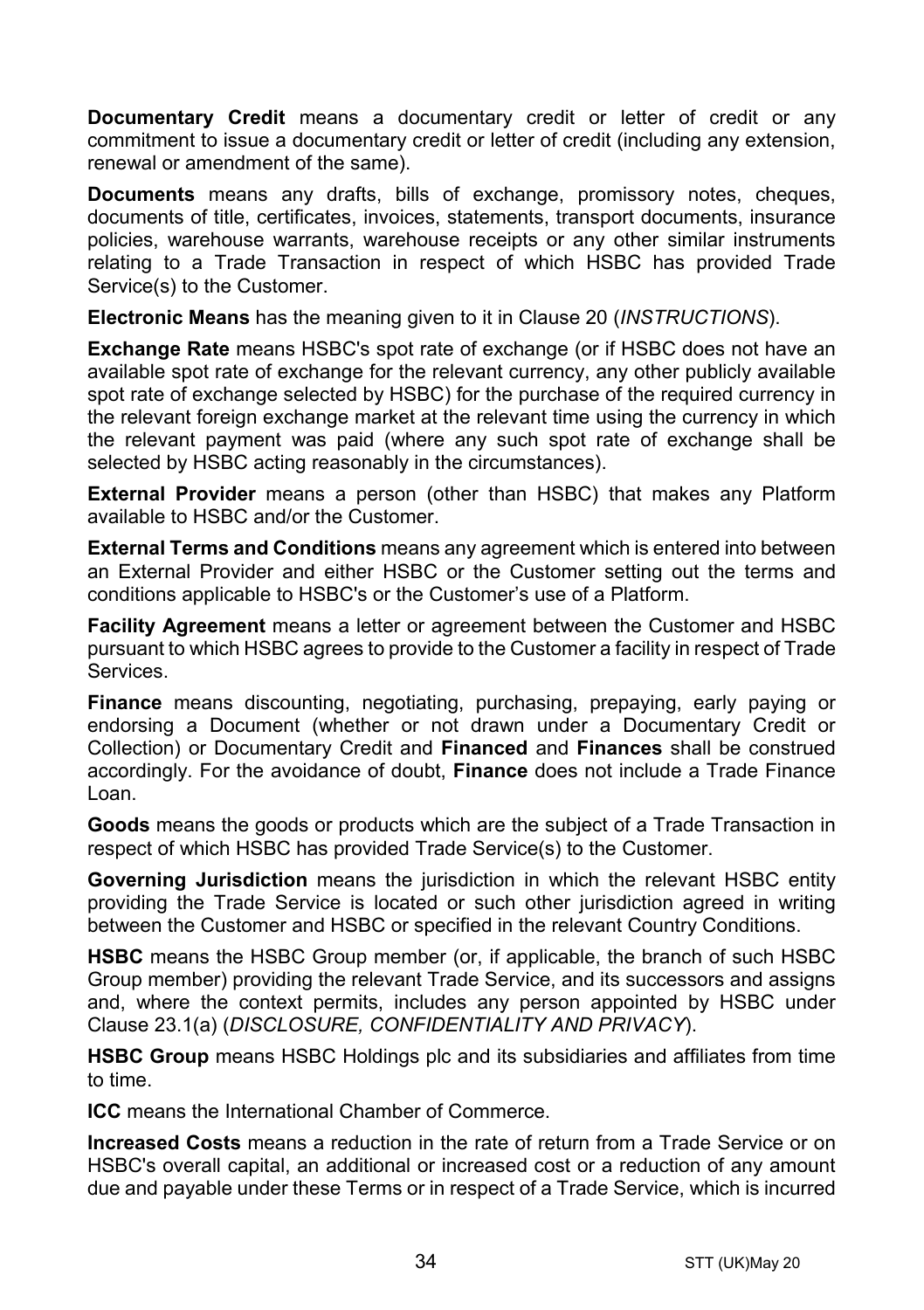**Documentary Credit** means a documentary credit or letter of credit or any commitment to issue a documentary credit or letter of credit (including any extension, renewal or amendment of the same).

**Documents** means any drafts, bills of exchange, promissory notes, cheques, documents of title, certificates, invoices, statements, transport documents, insurance policies, warehouse warrants, warehouse receipts or any other similar instruments relating to a Trade Transaction in respect of which HSBC has provided Trade Service(s) to the Customer.

**Electronic Means** has the meaning given to it in Clause 20 (*INSTRUCTIONS*).

**Exchange Rate** means HSBC's spot rate of exchange (or if HSBC does not have an available spot rate of exchange for the relevant currency, any other publicly available spot rate of exchange selected by HSBC) for the purchase of the required currency in the relevant foreign exchange market at the relevant time using the currency in which the relevant payment was paid (where any such spot rate of exchange shall be selected by HSBC acting reasonably in the circumstances).

**External Provider** means a person (other than HSBC) that makes any Platform available to HSBC and/or the Customer.

**External Terms and Conditions** means any agreement which is entered into between an External Provider and either HSBC or the Customer setting out the terms and conditions applicable to HSBC's or the Customer's use of a Platform.

**Facility Agreement** means a letter or agreement between the Customer and HSBC pursuant to which HSBC agrees to provide to the Customer a facility in respect of Trade Services.

**Finance** means discounting, negotiating, purchasing, prepaying, early paying or endorsing a Document (whether or not drawn under a Documentary Credit or Collection) or Documentary Credit and **Financed** and **Finances** shall be construed accordingly. For the avoidance of doubt, **Finance** does not include a Trade Finance Loan.

**Goods** means the goods or products which are the subject of a Trade Transaction in respect of which HSBC has provided Trade Service(s) to the Customer.

**Governing Jurisdiction** means the jurisdiction in which the relevant HSBC entity providing the Trade Service is located or such other jurisdiction agreed in writing between the Customer and HSBC or specified in the relevant Country Conditions.

**HSBC** means the HSBC Group member (or, if applicable, the branch of such HSBC Group member) providing the relevant Trade Service, and its successors and assigns and, where the context permits, includes any person appointed by HSBC under Clause 23.1(a) (*DISCLOSURE, CONFIDENTIALITY AND PRIVACY*).

**HSBC Group** means HSBC Holdings plc and its subsidiaries and affiliates from time to time.

**ICC** means the International Chamber of Commerce.

**Increased Costs** means a reduction in the rate of return from a Trade Service or on HSBC's overall capital, an additional or increased cost or a reduction of any amount due and payable under these Terms or in respect of a Trade Service, which is incurred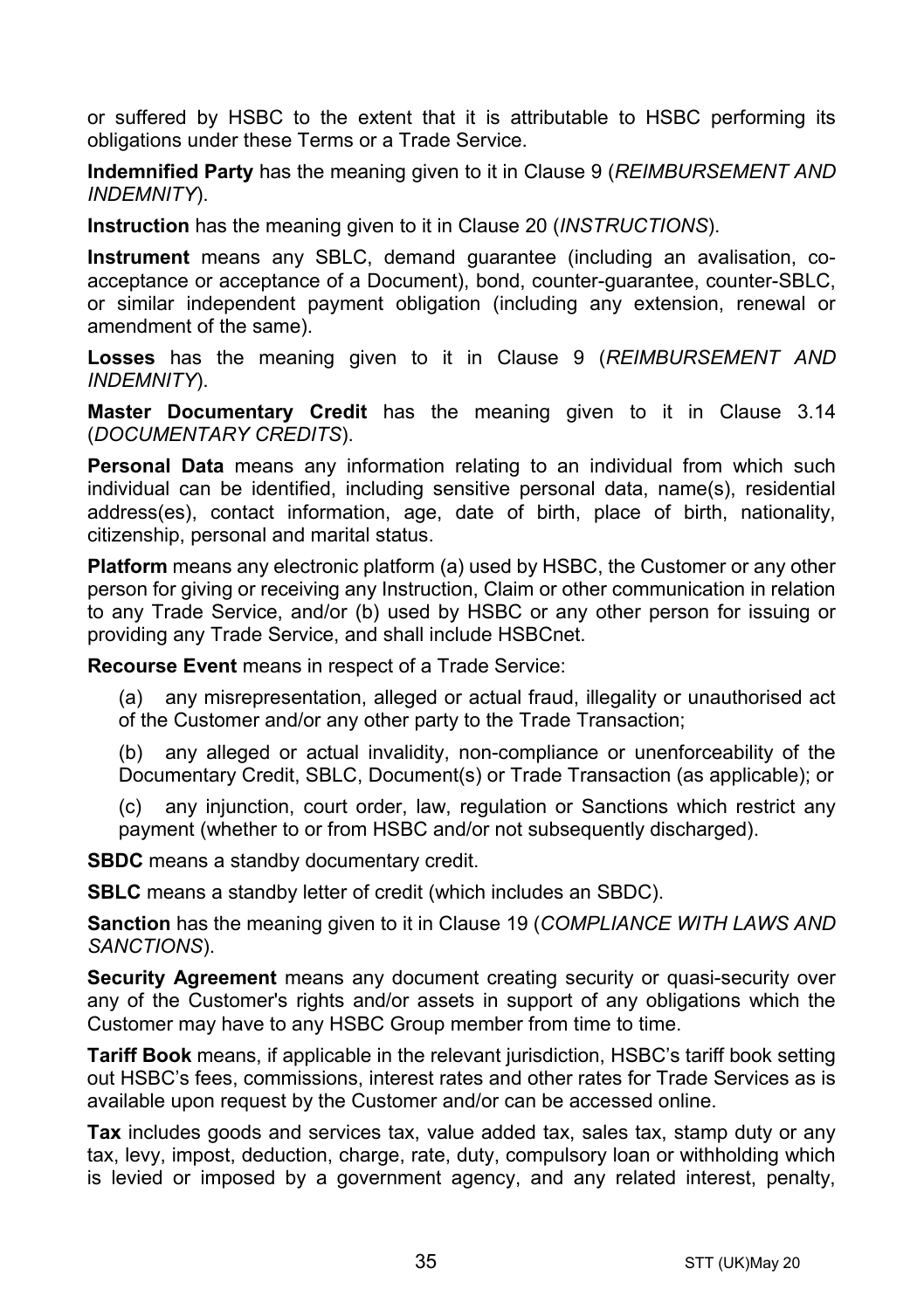or suffered by HSBC to the extent that it is attributable to HSBC performing its obligations under these Terms or a Trade Service.

**Indemnified Party** has the meaning given to it in Clause 9 (*REIMBURSEMENT AND INDEMNITY*).

**Instruction** has the meaning given to it in Clause 20 (*INSTRUCTIONS*).

**Instrument** means any SBLC, demand guarantee (including an avalisation, co-acceptance or acceptance of a Document), bond, counter-guarantee, counter-SBLC, or similar independent payment obligation (including any extension, renewal or amendment of the same).

**Losses** has the meaning given to it in Clause 9 (*REIMBURSEMENT AND INDEMNITY*).

**Master Documentary Credit** has the meaning given to it in Clause 3.14 (*DOCUMENTARY CREDITS*).

**Personal Data** means any information relating to an individual from which such individual can be identified, including sensitive personal data, name(s), residential address(es), contact information, age, date of birth, place of birth, nationality, citizenship, personal and marital status.

**Platform** means any electronic platform (a) used by HSBC, the Customer or any other person for giving or receiving any Instruction, Claim or other communication in relation to any Trade Service, and/or (b) used by HSBC or any other person for issuing or providing any Trade Service, and shall include HSBCnet.

**Recourse Event** means in respect of a Trade Service:

(a) any misrepresentation, alleged or actual fraud, illegality or unauthorised act of the Customer and/or any other party to the Trade Transaction;

(b) any alleged or actual invalidity, non-compliance or unenforceability of the Documentary Credit, SBLC, Document(s) or Trade Transaction (as applicable); or

(c) any injunction, court order, law, regulation or Sanctions which restrict any payment (whether to or from HSBC and/or not subsequently discharged).

**SBDC** means a standby documentary credit.

**SBLC** means a standby letter of credit (which includes an SBDC).

**Sanction** has the meaning given to it in Clause 19 (*COMPLIANCE WITH LAWS AND SANCTIONS*).

**Security Agreement** means any document creating security or quasi-security over any of the Customer's rights and/or assets in support of any obligations which the Customer may have to any HSBC Group member from time to time.

**Tariff Book** means, if applicable in the relevant jurisdiction, HSBC's tariff book setting out HSBC's fees, commissions, interest rates and other rates for Trade Services as is available upon request by the Customer and/or can be accessed online.

**Tax** includes goods and services tax, value added tax, sales tax, stamp duty or any tax, levy, impost, deduction, charge, rate, duty, compulsory loan or withholding which is levied or imposed by a government agency, and any related interest, penalty,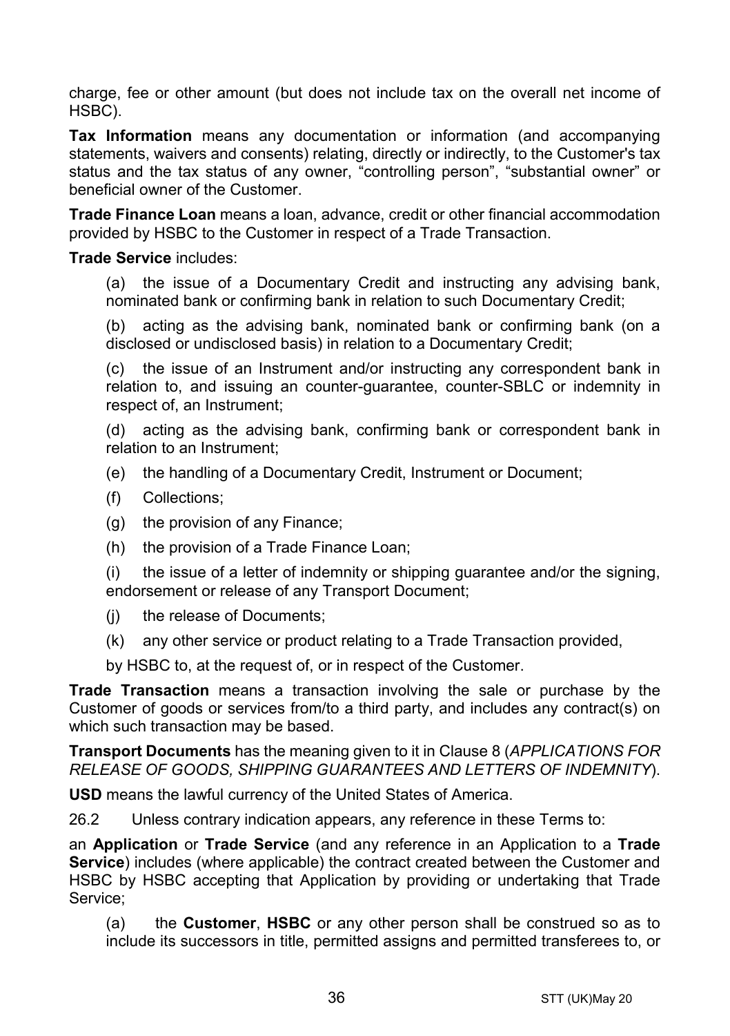charge, fee or other amount (but does not include tax on the overall net income of HSBC).

**Tax Information** means any documentation or information (and accompanying statements, waivers and consents) relating, directly or indirectly, to the Customer's tax status and the tax status of any owner, "controlling person", "substantial owner" or beneficial owner of the Customer.

**Trade Finance Loan** means a loan, advance, credit or other financial accommodation provided by HSBC to the Customer in respect of a Trade Transaction.

**Trade Service** includes:

(a) the issue of a Documentary Credit and instructing any advising bank, nominated bank or confirming bank in relation to such Documentary Credit;

(b) acting as the advising bank, nominated bank or confirming bank (on a disclosed or undisclosed basis) in relation to a Documentary Credit;

(c) the issue of an Instrument and/or instructing any correspondent bank in relation to, and issuing an counter-guarantee, counter-SBLC or indemnity in respect of, an Instrument;

(d) acting as the advising bank, confirming bank or correspondent bank in relation to an Instrument;

(e) the handling of a Documentary Credit, Instrument or Document;

(f) Collections;

(g) the provision of any Finance;

(h) the provision of a Trade Finance Loan;

(i) the issue of a letter of indemnity or shipping guarantee and/or the signing, endorsement or release of any Transport Document;

(j) the release of Documents;

(k) any other service or product relating to a Trade Transaction provided,

by HSBC to, at the request of, or in respect of the Customer.

**Trade Transaction** means a transaction involving the sale or purchase by the Customer of goods or services from/to a third party, and includes any contract(s) on which such transaction may be based.

**Transport Documents** has the meaning given to it in Clause 8 (*APPLICATIONS FOR RELEASE OF GOODS, SHIPPING GUARANTEES AND LETTERS OF INDEMNITY*).

**USD** means the lawful currency of the United States of America.

26.2 Unless contrary indication appears, any reference in these Terms to:

an **Application** or **Trade Service** (and any reference in an Application to a **Trade Service**) includes (where applicable) the contract created between the Customer and HSBC by HSBC accepting that Application by providing or undertaking that Trade Service;

(a) the **Customer**, **HSBC** or any other person shall be construed so as to include its successors in title, permitted assigns and permitted transferees to, or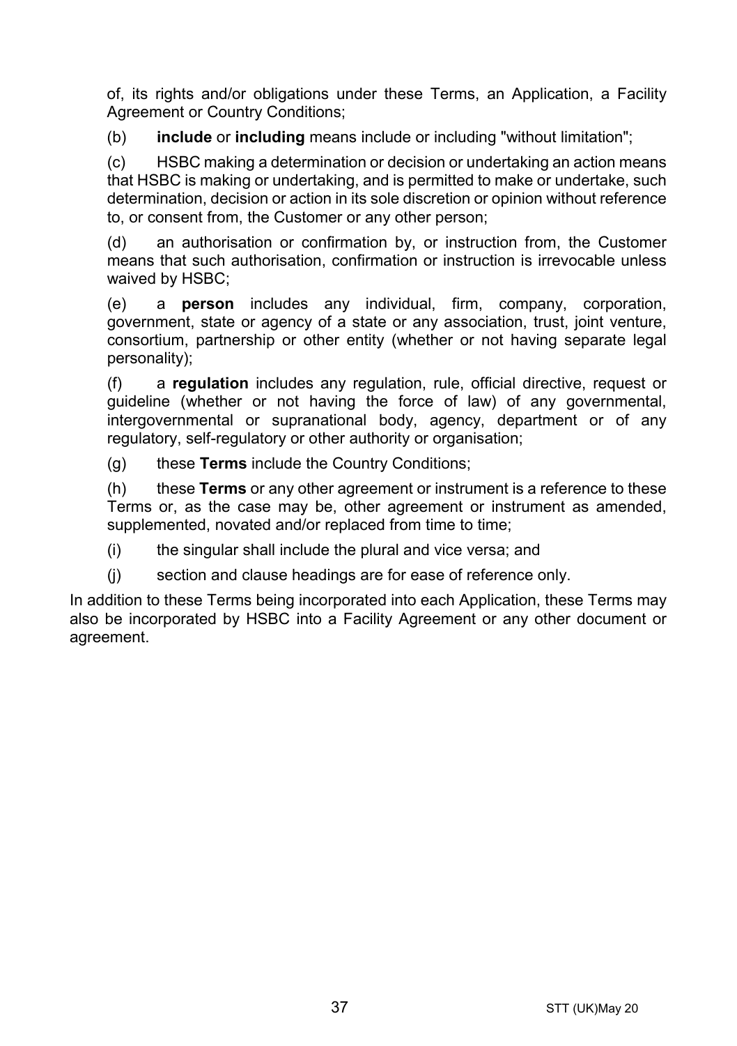of, its rights and/or obligations under these Terms, an Application, a Facility Agreement or Country Conditions;

(b) **include** or **including** means include or including "without limitation";

(c) HSBC making a determination or decision or undertaking an action means that HSBC is making or undertaking, and is permitted to make or undertake, such determination, decision or action in its sole discretion or opinion without reference to, or consent from, the Customer or any other person;

(d) an authorisation or confirmation by, or instruction from, the Customer means that such authorisation, confirmation or instruction is irrevocable unless waived by HSBC;

(e) a **person** includes any individual, firm, company, corporation, government, state or agency of a state or any association, trust, joint venture, consortium, partnership or other entity (whether or not having separate legal personality);

(f) a **regulation** includes any regulation, rule, official directive, request or guideline (whether or not having the force of law) of any governmental, intergovernmental or supranational body, agency, department or of any regulatory, self-regulatory or other authority or organisation;

(g) these **Terms** include the Country Conditions;

(h) these **Terms** or any other agreement or instrument is a reference to these Terms or, as the case may be, other agreement or instrument as amended, supplemented, novated and/or replaced from time to time;

(i) the singular shall include the plural and vice versa; and

(j) section and clause headings are for ease of reference only.

In addition to these Terms being incorporated into each Application, these Terms may also be incorporated by HSBC into a Facility Agreement or any other document or agreement.